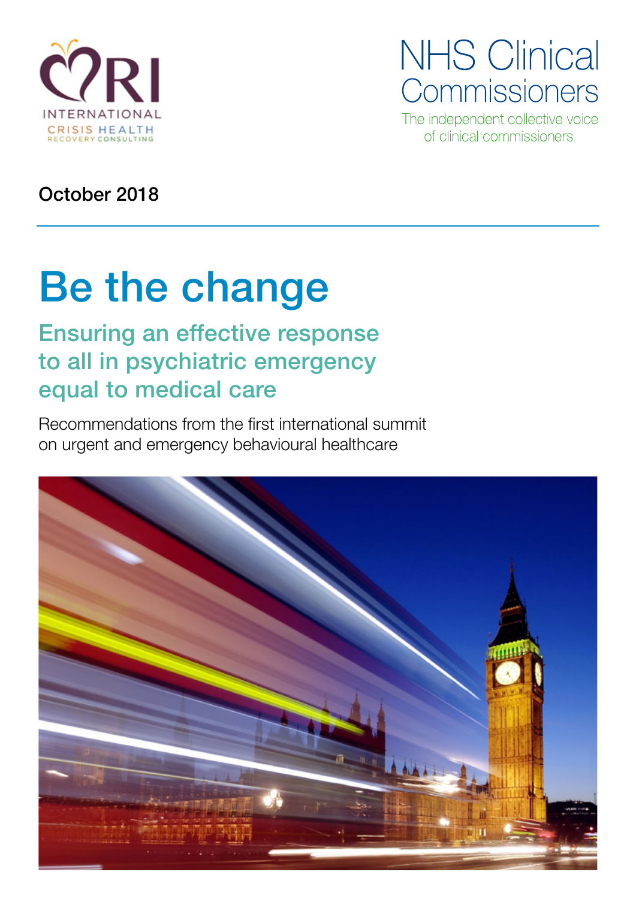RI INTERNATIONAL
CRISIS HEALTH
RECOVERY CONSULTING

NHS Clinical Commissioners
The independent collective voice of clinical commissioners

October 2018

# Be the change

## Ensuring an effective response to all in psychiatric emergency equal to medical care

Recommendations from the first international summit on urgent and emergency behavioural healthcare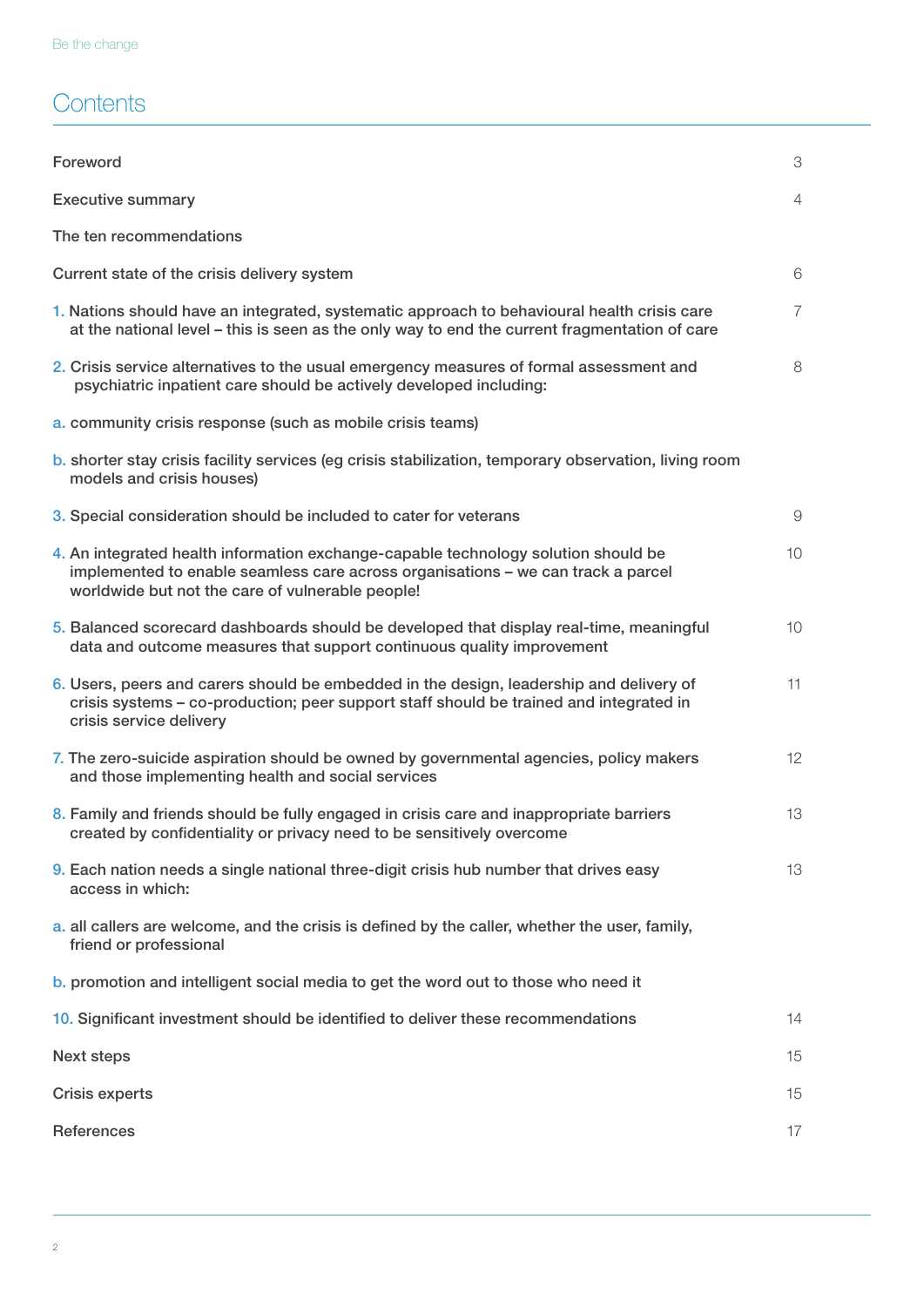# Contents

| | |
|---|---|
| Foreword | 3 |
| Executive summary | 4 |
| The ten recommendations | |
| Current state of the crisis delivery system | 6 |
| 1. Nations should have an integrated, systematic approach to behavioural health crisis care at the national level – this is seen as the only way to end the current fragmentation of care | 7 |
| 2. Crisis service alternatives to the usual emergency measures of formal assessment and psychiatric inpatient care should be actively developed including: | 8 |
| a. community crisis response (such as mobile crisis teams) | |
| b. shorter stay crisis facility services (eg crisis stabilization, temporary observation, living room models and crisis houses) | |
| 3. Special consideration should be included to cater for veterans | 9 |
| 4. An integrated health information exchange-capable technology solution should be implemented to enable seamless care across organisations – we can track a parcel worldwide but not the care of vulnerable people! | 10 |
| 5. Balanced scorecard dashboards should be developed that display real-time, meaningful data and outcome measures that support continuous quality improvement | 10 |
| 6. Users, peers and carers should be embedded in the design, leadership and delivery of crisis systems – co-production; peer support staff should be trained and integrated in crisis service delivery | 11 |
| 7. The zero-suicide aspiration should be owned by governmental agencies, policy makers and those implementing health and social services | 12 |
| 8. Family and friends should be fully engaged in crisis care and inappropriate barriers created by confidentiality or privacy need to be sensitively overcome | 13 |
| 9. Each nation needs a single national three-digit crisis hub number that drives easy access in which: | 13 |
| a. all callers are welcome, and the crisis is defined by the caller, whether the user, family, friend or professional | |
| b. promotion and intelligent social media to get the word out to those who need it | |
| 10. Significant investment should be identified to deliver these recommendations | 14 |
| Next steps | 15 |
| Crisis experts | 15 |
| References | 17 |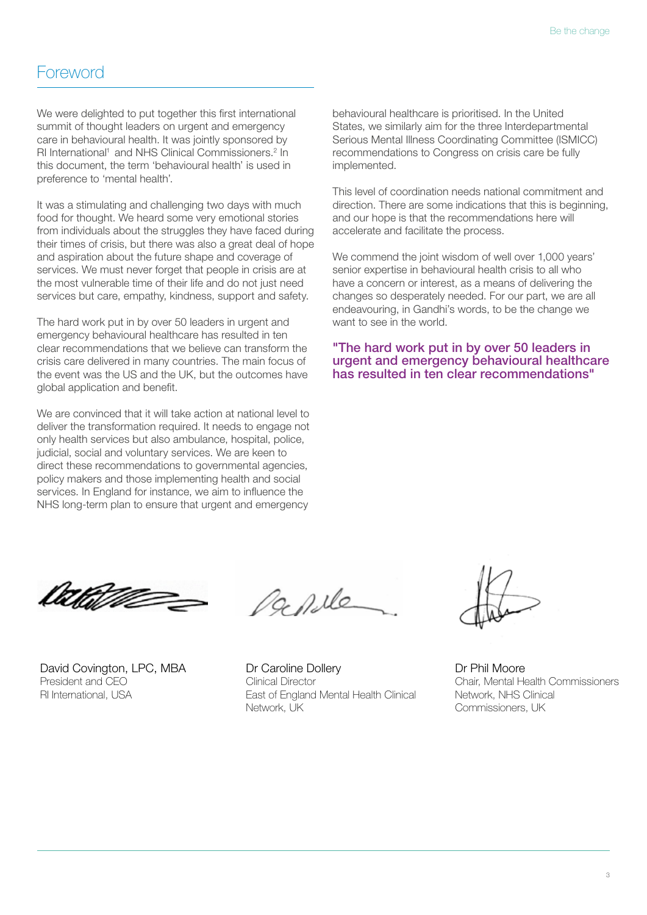# Foreword

We were delighted to put together this first international summit of thought leaders on urgent and emergency care in behavioural health. It was jointly sponsored by RI International[1] and NHS Clinical Commissioners.[2] In this document, the term 'behavioural health' is used in preference to 'mental health'.

It was a stimulating and challenging two days with much food for thought. We heard some very emotional stories from individuals about the struggles they have faced during their times of crisis, but there was also a great deal of hope and aspiration about the future shape and coverage of services. We must never forget that people in crisis are at the most vulnerable time of their life and do not just need services but care, empathy, kindness, support and safety.

The hard work put in by over 50 leaders in urgent and emergency behavioural healthcare has resulted in ten clear recommendations that we believe can transform the crisis care delivered in many countries. The main focus of the event was the US and the UK, but the outcomes have global application and benefit.

We are convinced that it will take action at national level to deliver the transformation required. It needs to engage not only health services but also ambulance, hospital, police, judicial, social and voluntary services. We are keen to direct these recommendations to governmental agencies, policy makers and those implementing health and social services. In England for instance, we aim to influence the NHS long-term plan to ensure that urgent and emergency behavioural healthcare is prioritised. In the United States, we similarly aim for the three Interdepartmental Serious Mental Illness Coordinating Committee (ISMICC) recommendations to Congress on crisis care be fully implemented.

This level of coordination needs national commitment and direction. There are some indications that this is beginning, and our hope is that the recommendations here will accelerate and facilitate the process.

We commend the joint wisdom of well over 1,000 years' senior expertise in behavioural health crisis to all who have a concern or interest, as a means of delivering the changes so desperately needed. For our part, we are all endeavouring, in Gandhi's words, to be the change we want to see in the world.

**"The hard work put in by over 50 leaders in urgent and emergency behavioural healthcare has resulted in ten clear recommendations"**

David Covington, LPC, MBA
President and CEO
RI International, USA

Dr Caroline Dollery
Clinical Director
East of England Mental Health Clinical Network, UK

Dr Phil Moore
Chair, Mental Health Commissioners Network, NHS Clinical Commissioners, UK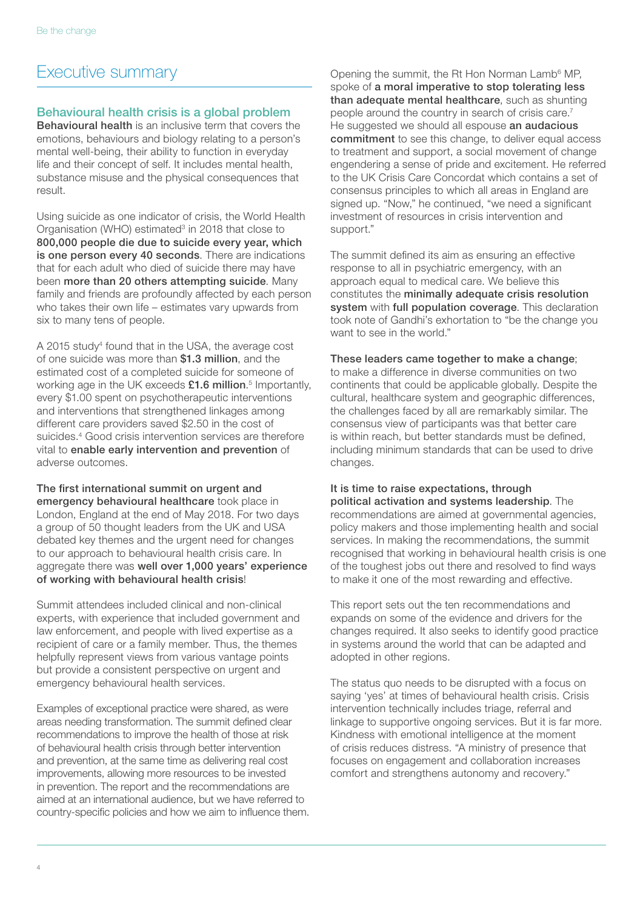# Executive summary

## Behavioural health crisis is a global problem

**Behavioural health** is an inclusive term that covers the emotions, behaviours and biology relating to a person's mental well-being, their ability to function in everyday life and their concept of self. It includes mental health, substance misuse and the physical consequences that result.

Using suicide as one indicator of crisis, the World Health Organisation (WHO) estimated[3] in 2018 that close to **800,000 people die due to suicide every year, which is one person every 40 seconds**. There are indications that for each adult who died of suicide there may have been **more than 20 others attempting suicide**. Many family and friends are profoundly affected by each person who takes their own life – estimates vary upwards from six to many tens of people.

A 2015 study[4] found that in the USA, the average cost of one suicide was more than **$1.3 million**, and the estimated cost of a completed suicide for someone of working age in the UK exceeds **£1.6 million**.[5] Importantly, every $1.00 spent on psychotherapeutic interventions and interventions that strengthened linkages among different care providers saved $2.50 in the cost of suicides.[4] Good crisis intervention services are therefore vital to **enable early intervention and prevention** of adverse outcomes.

**The first international summit on urgent and emergency behavioural healthcare** took place in London, England at the end of May 2018. For two days a group of 50 thought leaders from the UK and USA debated key themes and the urgent need for changes to our approach to behavioural health crisis care. In aggregate there was **well over 1,000 years' experience of working with behavioural health crisis**!

Summit attendees included clinical and non-clinical experts, with experience that included government and law enforcement, and people with lived expertise as a recipient of care or a family member. Thus, the themes helpfully represent views from various vantage points but provide a consistent perspective on urgent and emergency behavioural health services.

Examples of exceptional practice were shared, as were areas needing transformation. The summit defined clear recommendations to improve the health of those at risk of behavioural health crisis through better intervention and prevention, at the same time as delivering real cost improvements, allowing more resources to be invested in prevention. The report and the recommendations are aimed at an international audience, but we have referred to country-specific policies and how we aim to influence them.

Opening the summit, the Rt Hon Norman Lamb[6] MP, spoke of **a moral imperative to stop tolerating less than adequate mental healthcare**, such as shunting people around the country in search of crisis care.[7] He suggested we should all espouse **an audacious commitment** to see this change, to deliver equal access to treatment and support, a social movement of change engendering a sense of pride and excitement. He referred to the UK Crisis Care Concordat which contains a set of consensus principles to which all areas in England are signed up. "Now," he continued, "we need a significant investment of resources in crisis intervention and support."

The summit defined its aim as ensuring an effective response to all in psychiatric emergency, with an approach equal to medical care. We believe this constitutes the **minimally adequate crisis resolution system** with **full population coverage**. This declaration took note of Gandhi's exhortation to "be the change you want to see in the world."

**These leaders came together to make a change**; to make a difference in diverse communities on two continents that could be applicable globally. Despite the cultural, healthcare system and geographic differences, the challenges faced by all are remarkably similar. The consensus view of participants was that better care is within reach, but better standards must be defined, including minimum standards that can be used to drive changes.

**It is time to raise expectations, through political activation and systems leadership**. The recommendations are aimed at governmental agencies, policy makers and those implementing health and social services. In making the recommendations, the summit recognised that working in behavioural health crisis is one of the toughest jobs out there and resolved to find ways to make it one of the most rewarding and effective.

This report sets out the ten recommendations and expands on some of the evidence and drivers for the changes required. It also seeks to identify good practice in systems around the world that can be adapted and adopted in other regions.

The status quo needs to be disrupted with a focus on saying 'yes' at times of behavioural health crisis. Crisis intervention technically includes triage, referral and linkage to supportive ongoing services. But it is far more. Kindness with emotional intelligence at the moment of crisis reduces distress. "A ministry of presence that focuses on engagement and collaboration increases comfort and strengthens autonomy and recovery."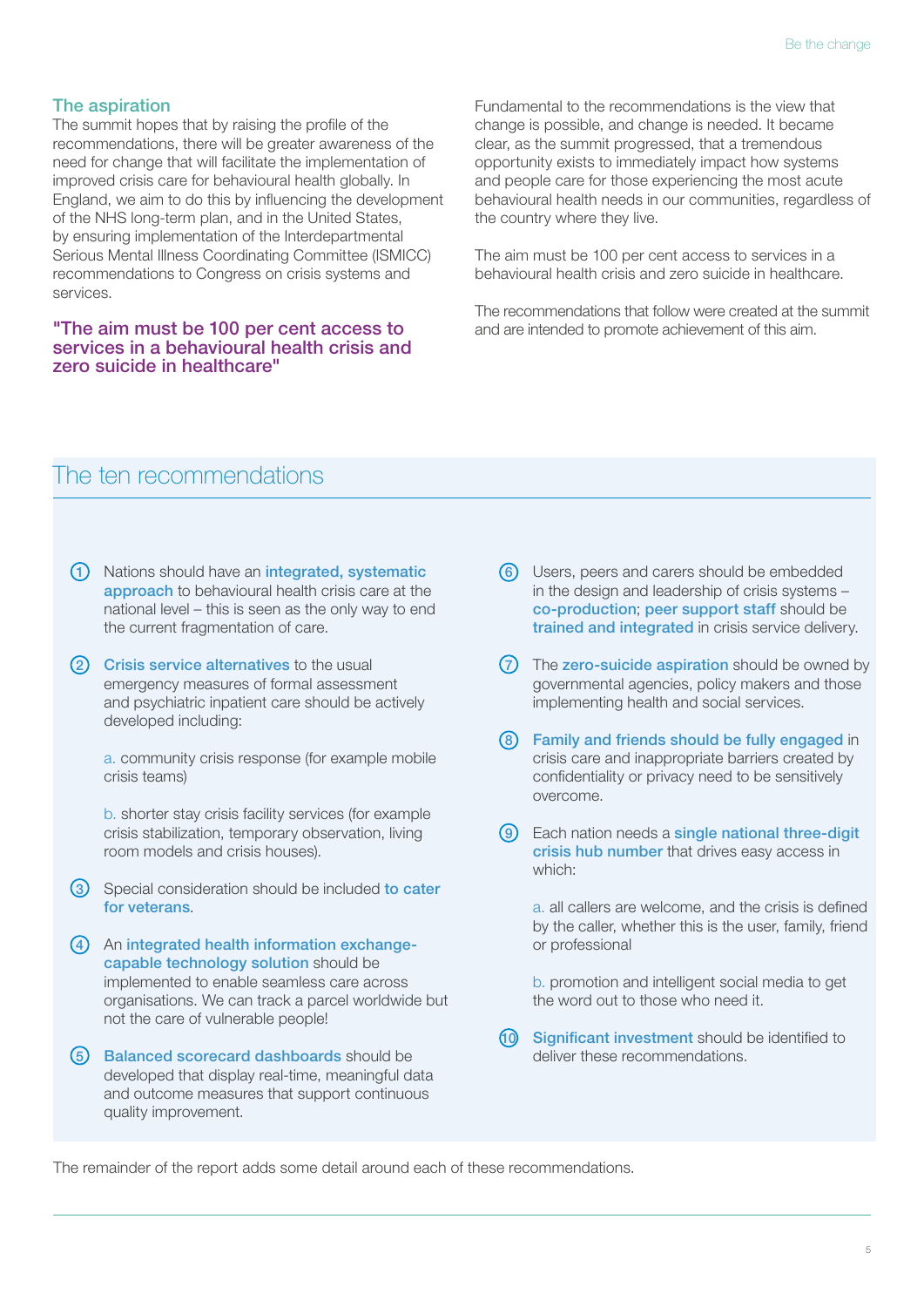## The aspiration

The summit hopes that by raising the profile of the recommendations, there will be greater awareness of the need for change that will facilitate the implementation of improved crisis care for behavioural health globally. In England, we aim to do this by influencing the development of the NHS long-term plan, and in the United States, by ensuring implementation of the Interdepartmental Serious Mental Illness Coordinating Committee (ISMICC) recommendations to Congress on crisis systems and services.

**"The aim must be 100 per cent access to services in a behavioural health crisis and zero suicide in healthcare"**

Fundamental to the recommendations is the view that change is possible, and change is needed. It became clear, as the summit progressed, that a tremendous opportunity exists to immediately impact how systems and people care for those experiencing the most acute behavioural health needs in our communities, regardless of the country where they live.

The aim must be 100 per cent access to services in a behavioural health crisis and zero suicide in healthcare.

The recommendations that follow were created at the summit and are intended to promote achievement of this aim.

## The ten recommendations

1. Nations should have an **integrated, systematic approach** to behavioural health crisis care at the national level – this is seen as the only way to end the current fragmentation of care.

2. **Crisis service alternatives** to the usual emergency measures of formal assessment and psychiatric inpatient care should be actively developed including:

   a. community crisis response (for example mobile crisis teams)

   b. shorter stay crisis facility services (for example crisis stabilization, temporary observation, living room models and crisis houses).

3. Special consideration should be included **to cater for veterans**.

4. An **integrated health information exchange-capable technology solution** should be implemented to enable seamless care across organisations. We can track a parcel worldwide but not the care of vulnerable people!

5. **Balanced scorecard dashboards** should be developed that display real-time, meaningful data and outcome measures that support continuous quality improvement.

6. Users, peers and carers should be embedded in the design and leadership of crisis systems – **co-production**; **peer support staff** should be **trained and integrated** in crisis service delivery.

7. The **zero-suicide aspiration** should be owned by governmental agencies, policy makers and those implementing health and social services.

8. **Family and friends should be fully engaged** in crisis care and inappropriate barriers created by confidentiality or privacy need to be sensitively overcome.

9. Each nation needs a **single national three-digit crisis hub number** that drives easy access in which:

   a. all callers are welcome, and the crisis is defined by the caller, whether this is the user, family, friend or professional

   b. promotion and intelligent social media to get the word out to those who need it.

10. **Significant investment** should be identified to deliver these recommendations.

The remainder of the report adds some detail around each of these recommendations.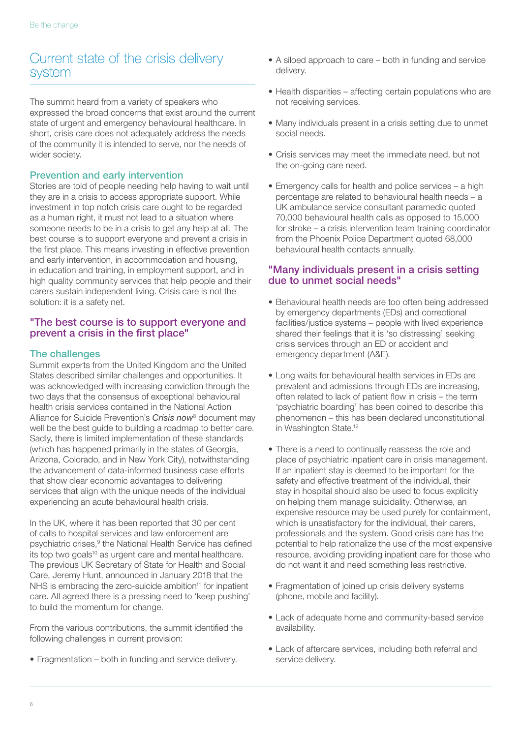## Current state of the crisis delivery system

The summit heard from a variety of speakers who expressed the broad concerns that exist around the current state of urgent and emergency behavioural healthcare. In short, crisis care does not adequately address the needs of the community it is intended to serve, nor the needs of wider society.

### Prevention and early intervention

Stories are told of people needing help having to wait until they are in a crisis to access appropriate support. While investment in top notch crisis care ought to be regarded as a human right, it must not lead to a situation where someone needs to be in a crisis to get any help at all. The best course is to support everyone and prevent a crisis in the first place. This means investing in effective prevention and early intervention, in accommodation and housing, in education and training, in employment support, and in high quality community services that help people and their carers sustain independent living. Crisis care is not the solution: it is a safety net.

**"The best course is to support everyone and prevent a crisis in the first place"**

### The challenges

Summit experts from the United Kingdom and the United States described similar challenges and opportunities. It was acknowledged with increasing conviction through the two days that the consensus of exceptional behavioural health crisis services contained in the National Action Alliance for Suicide Prevention's ***Crisis now***[8] document may well be the best guide to building a roadmap to better care. Sadly, there is limited implementation of these standards (which has happened primarily in the states of Georgia, Arizona, Colorado, and in New York City), notwithstanding the advancement of data-informed business case efforts that show clear economic advantages to delivering services that align with the unique needs of the individual experiencing an acute behavioural health crisis.

In the UK, where it has been reported that 30 per cent of calls to hospital services and law enforcement are psychiatric crises,[9] the National Health Service has defined its top two goals[10] as urgent care and mental healthcare. The previous UK Secretary of State for Health and Social Care, Jeremy Hunt, announced in January 2018 that the NHS is embracing the zero-suicide ambition[11] for inpatient care. All agreed there is a pressing need to 'keep pushing' to build the momentum for change.

From the various contributions, the summit identified the following challenges in current provision:

- Fragmentation – both in funding and service delivery.
- A siloed approach to care – both in funding and service delivery.
- Health disparities – affecting certain populations who are not receiving services.
- Many individuals present in a crisis setting due to unmet social needs.
- Crisis services may meet the immediate need, but not the on-going care need.
- Emergency calls for health and police services – a high percentage are related to behavioural health needs – a UK ambulance service consultant paramedic quoted 70,000 behavioural health calls as opposed to 15,000 for stroke – a crisis intervention team training coordinator from the Phoenix Police Department quoted 68,000 behavioural health contacts annually.

**"Many individuals present in a crisis setting due to unmet social needs"**

- Behavioural health needs are too often being addressed by emergency departments (EDs) and correctional facilities/justice systems – people with lived experience shared their feelings that it is 'so distressing' seeking crisis services through an ED or accident and emergency department (A&E).
- Long waits for behavioural health services in EDs are prevalent and admissions through EDs are increasing, often related to lack of patient flow in crisis – the term 'psychiatric boarding' has been coined to describe this phenomenon – this has been declared unconstitutional in Washington State.[12]
- There is a need to continually reassess the role and place of psychiatric inpatient care in crisis management. If an inpatient stay is deemed to be important for the safety and effective treatment of the individual, their stay in hospital should also be used to focus explicitly on helping them manage suicidality. Otherwise, an expensive resource may be used purely for containment, which is unsatisfactory for the individual, their carers, professionals and the system. Good crisis care has the potential to help rationalize the use of the most expensive resource, avoiding providing inpatient care for those who do not want it and need something less restrictive.
- Fragmentation of joined up crisis delivery systems (phone, mobile and facility).
- Lack of adequate home and community-based service availability.
- Lack of aftercare services, including both referral and service delivery.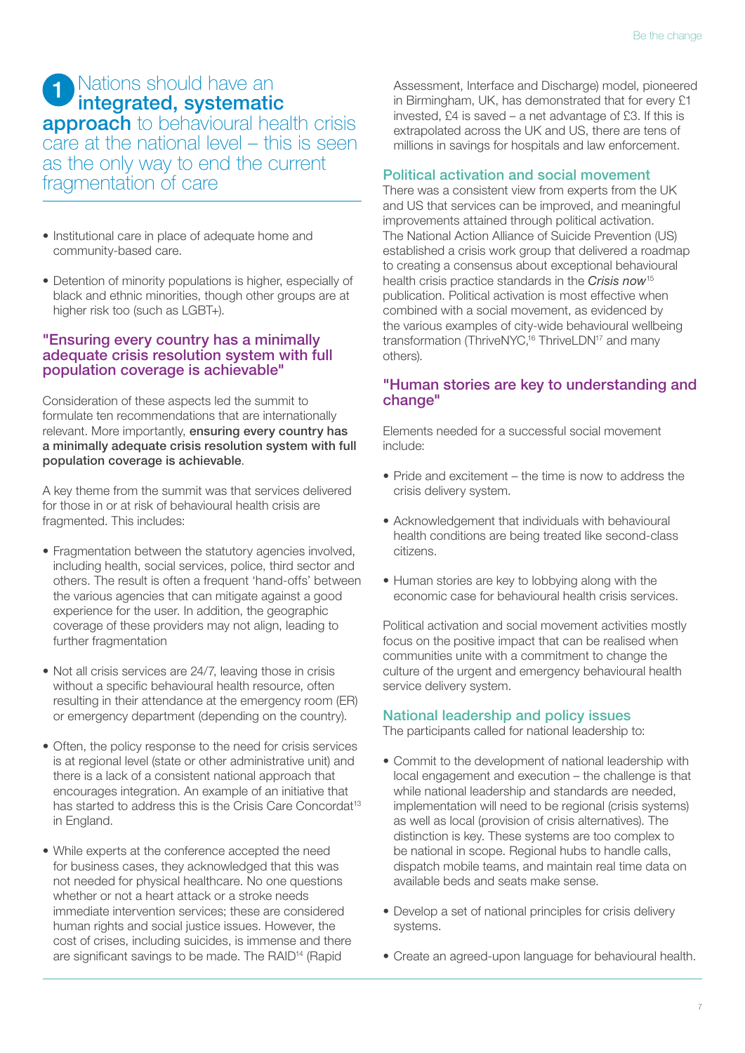## 1 Nations should have an **integrated, systematic approach** to behavioural health crisis care at the national level – this is seen as the only way to end the current fragmentation of care

- Institutional care in place of adequate home and community-based care.
- Detention of minority populations is higher, especially of black and ethnic minorities, though other groups are at higher risk too (such as LGBT+).

### "Ensuring every country has a minimally adequate crisis resolution system with full population coverage is achievable"

Consideration of these aspects led the summit to formulate ten recommendations that are internationally relevant. More importantly, **ensuring every country has a minimally adequate crisis resolution system with full population coverage is achievable**.

A key theme from the summit was that services delivered for those in or at risk of behavioural health crisis are fragmented. This includes:

- Fragmentation between the statutory agencies involved, including health, social services, police, third sector and others. The result is often a frequent 'hand-offs' between the various agencies that can mitigate against a good experience for the user. In addition, the geographic coverage of these providers may not align, leading to further fragmentation
- Not all crisis services are 24/7, leaving those in crisis without a specific behavioural health resource, often resulting in their attendance at the emergency room (ER) or emergency department (depending on the country).
- Often, the policy response to the need for crisis services is at regional level (state or other administrative unit) and there is a lack of a consistent national approach that encourages integration. An example of an initiative that has started to address this is the Crisis Care Concordat[13] in England.
- While experts at the conference accepted the need for business cases, they acknowledged that this was not needed for physical healthcare. No one questions whether or not a heart attack or a stroke needs immediate intervention services; these are considered human rights and social justice issues. However, the cost of crises, including suicides, is immense and there are significant savings to be made. The RAID[14] (Rapid Assessment, Interface and Discharge) model, pioneered in Birmingham, UK, has demonstrated that for every £1 invested, £4 is saved – a net advantage of £3. If this is extrapolated across the UK and US, there are tens of millions in savings for hospitals and law enforcement.

### Political activation and social movement

There was a consistent view from experts from the UK and US that services can be improved, and meaningful improvements attained through political activation. The National Action Alliance of Suicide Prevention (US) established a crisis work group that delivered a roadmap to creating a consensus about exceptional behavioural health crisis practice standards in the *Crisis now*[15] publication. Political activation is most effective when combined with a social movement, as evidenced by the various examples of city-wide behavioural wellbeing transformation (ThriveNYC,[16] ThriveLDN[17] and many others).

### "Human stories are key to understanding and change"

Elements needed for a successful social movement include:

- Pride and excitement – the time is now to address the crisis delivery system.
- Acknowledgement that individuals with behavioural health conditions are being treated like second-class citizens.
- Human stories are key to lobbying along with the economic case for behavioural health crisis services.

Political activation and social movement activities mostly focus on the positive impact that can be realised when communities unite with a commitment to change the culture of the urgent and emergency behavioural health service delivery system.

### National leadership and policy issues

The participants called for national leadership to:

- Commit to the development of national leadership with local engagement and execution – the challenge is that while national leadership and standards are needed, implementation will need to be regional (crisis systems) as well as local (provision of crisis alternatives). The distinction is key. These systems are too complex to be national in scope. Regional hubs to handle calls, dispatch mobile teams, and maintain real time data on available beds and seats make sense.
- Develop a set of national principles for crisis delivery systems.
- Create an agreed-upon language for behavioural health.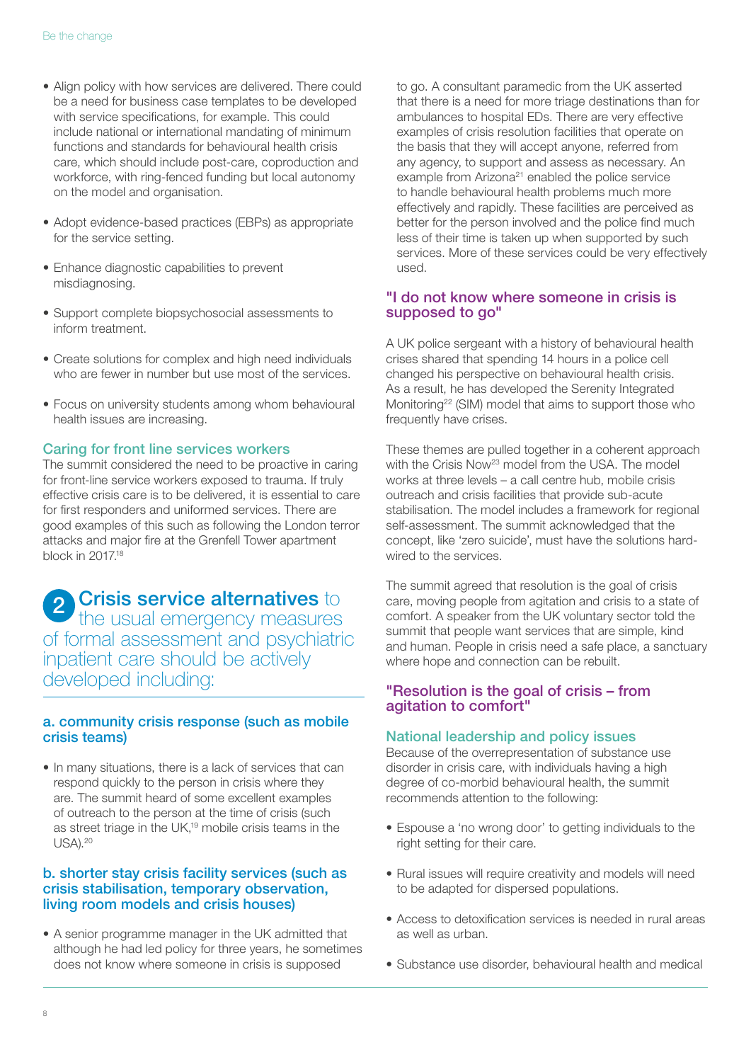- Align policy with how services are delivered. There could be a need for business case templates to be developed with service specifications, for example. This could include national or international mandating of minimum functions and standards for behavioural health crisis care, which should include post-care, coproduction and workforce, with ring-fenced funding but local autonomy on the model and organisation.

- Adopt evidence-based practices (EBPs) as appropriate for the service setting.

- Enhance diagnostic capabilities to prevent misdiagnosing.

- Support complete biopsychosocial assessments to inform treatment.

- Create solutions for complex and high need individuals who are fewer in number but use most of the services.

- Focus on university students among whom behavioural health issues are increasing.

### Caring for front line services workers

The summit considered the need to be proactive in caring for front-line service workers exposed to trauma. If truly effective crisis care is to be delivered, it is essential to care for first responders and uniformed services. There are good examples of this such as following the London terror attacks and major fire at the Grenfell Tower apartment block in 2017.[18]

## 2 Crisis service alternatives to the usual emergency measures of formal assessment and psychiatric inpatient care should be actively developed including:

### a. community crisis response (such as mobile crisis teams)

- In many situations, there is a lack of services that can respond quickly to the person in crisis where they are. The summit heard of some excellent examples of outreach to the person at the time of crisis (such as street triage in the UK,[19] mobile crisis teams in the USA).[20]

### b. shorter stay crisis facility services (such as crisis stabilisation, temporary observation, living room models and crisis houses)

- A senior programme manager in the UK admitted that although he had led policy for three years, he sometimes does not know where someone in crisis is supposed to go. A consultant paramedic from the UK asserted that there is a need for more triage destinations than for ambulances to hospital EDs. There are very effective examples of crisis resolution facilities that operate on the basis that they will accept anyone, referred from any agency, to support and assess as necessary. An example from Arizona[21] enabled the police service to handle behavioural health problems much more effectively and rapidly. These facilities are perceived as better for the person involved and the police find much less of their time is taken up when supported by such services. More of these services could be very effectively used.

### "I do not know where someone in crisis is supposed to go"

A UK police sergeant with a history of behavioural health crises shared that spending 14 hours in a police cell changed his perspective on behavioural health crisis. As a result, he has developed the Serenity Integrated Monitoring[22] (SIM) model that aims to support those who frequently have crises.

These themes are pulled together in a coherent approach with the Crisis Now[23] model from the USA. The model works at three levels – a call centre hub, mobile crisis outreach and crisis facilities that provide sub-acute stabilisation. The model includes a framework for regional self-assessment. The summit acknowledged that the concept, like 'zero suicide', must have the solutions hard-wired to the services.

The summit agreed that resolution is the goal of crisis care, moving people from agitation and crisis to a state of comfort. A speaker from the UK voluntary sector told the summit that people want services that are simple, kind and human. People in crisis need a safe place, a sanctuary where hope and connection can be rebuilt.

### "Resolution is the goal of crisis – from agitation to comfort"

### National leadership and policy issues

Because of the overrepresentation of substance use disorder in crisis care, with individuals having a high degree of co-morbid behavioural health, the summit recommends attention to the following:

- Espouse a 'no wrong door' to getting individuals to the right setting for their care.

- Rural issues will require creativity and models will need to be adapted for dispersed populations.

- Access to detoxification services is needed in rural areas as well as urban.

- Substance use disorder, behavioural health and medical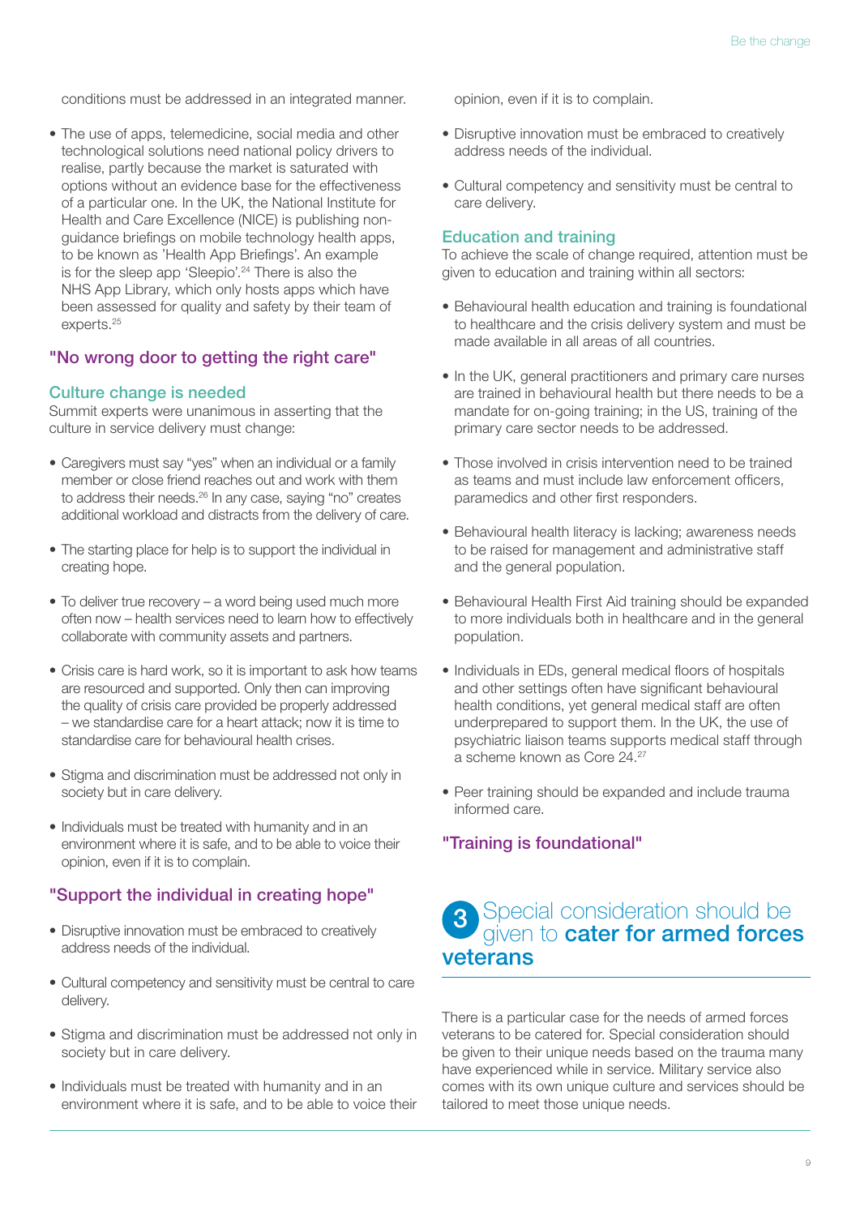conditions must be addressed in an integrated manner.

- The use of apps, telemedicine, social media and other technological solutions need national policy drivers to realise, partly because the market is saturated with options without an evidence base for the effectiveness of a particular one. In the UK, the National Institute for Health and Care Excellence (NICE) is publishing non-guidance briefings on mobile technology health apps, to be known as 'Health App Briefings'. An example is for the sleep app 'Sleepio'.[24] There is also the NHS App Library, which only hosts apps which have been assessed for quality and safety by their team of experts.[25]

### "No wrong door to getting the right care"

### Culture change is needed

Summit experts were unanimous in asserting that the culture in service delivery must change:

- Caregivers must say "yes" when an individual or a family member or close friend reaches out and work with them to address their needs.[26] In any case, saying "no" creates additional workload and distracts from the delivery of care.
- The starting place for help is to support the individual in creating hope.
- To deliver true recovery – a word being used much more often now – health services need to learn how to effectively collaborate with community assets and partners.
- Crisis care is hard work, so it is important to ask how teams are resourced and supported. Only then can improving the quality of crisis care provided be properly addressed – we standardise care for a heart attack; now it is time to standardise care for behavioural health crises.
- Stigma and discrimination must be addressed not only in society but in care delivery.
- Individuals must be treated with humanity and in an environment where it is safe, and to be able to voice their opinion, even if it is to complain.

### "Support the individual in creating hope"

- Disruptive innovation must be embraced to creatively address needs of the individual.
- Cultural competency and sensitivity must be central to care delivery.
- Stigma and discrimination must be addressed not only in society but in care delivery.
- Individuals must be treated with humanity and in an environment where it is safe, and to be able to voice their opinion, even if it is to complain.
- Disruptive innovation must be embraced to creatively address needs of the individual.
- Cultural competency and sensitivity must be central to care delivery.

### Education and training

To achieve the scale of change required, attention must be given to education and training within all sectors:

- Behavioural health education and training is foundational to healthcare and the crisis delivery system and must be made available in all areas of all countries.
- In the UK, general practitioners and primary care nurses are trained in behavioural health but there needs to be a mandate for on-going training; in the US, training of the primary care sector needs to be addressed.
- Those involved in crisis intervention need to be trained as teams and must include law enforcement officers, paramedics and other first responders.
- Behavioural health literacy is lacking; awareness needs to be raised for management and administrative staff and the general population.
- Behavioural Health First Aid training should be expanded to more individuals both in healthcare and in the general population.
- Individuals in EDs, general medical floors of hospitals and other settings often have significant behavioural health conditions, yet general medical staff are often underprepared to support them. In the UK, the use of psychiatric liaison teams supports medical staff through a scheme known as Core 24.[27]
- Peer training should be expanded and include trauma informed care.

### "Training is foundational"

## 3 Special consideration should be given to **cater for armed forces veterans**

There is a particular case for the needs of armed forces veterans to be catered for. Special consideration should be given to their unique needs based on the trauma many have experienced while in service. Military service also comes with its own unique culture and services should be tailored to meet those unique needs.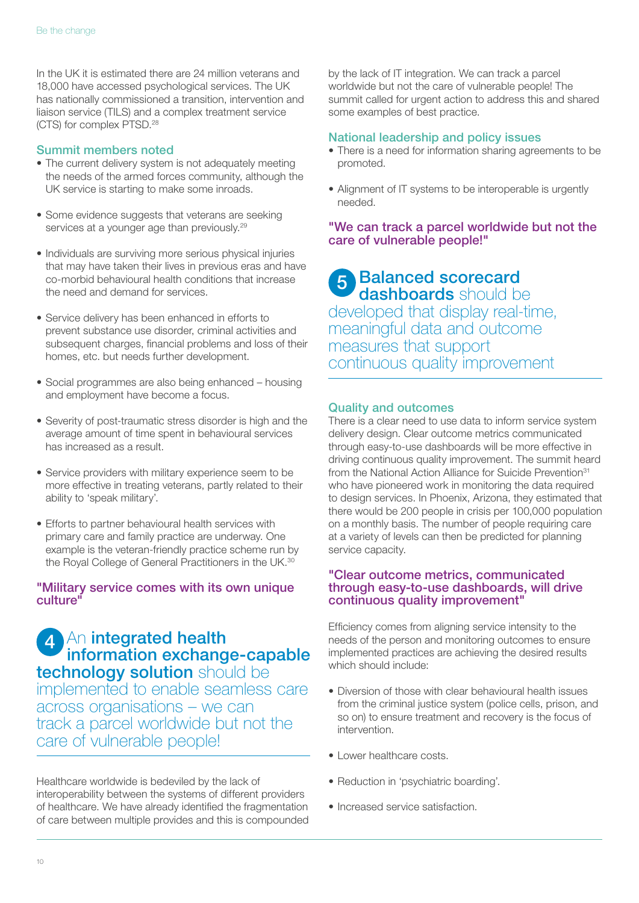In the UK it is estimated there are 24 million veterans and 18,000 have accessed psychological services. The UK has nationally commissioned a transition, intervention and liaison service (TILS) and a complex treatment service (CTS) for complex PTSD.[28]

### Summit members noted

- The current delivery system is not adequately meeting the needs of the armed forces community, although the UK service is starting to make some inroads.
- Some evidence suggests that veterans are seeking services at a younger age than previously.[29]
- Individuals are surviving more serious physical injuries that may have taken their lives in previous eras and have co-morbid behavioural health conditions that increase the need and demand for services.
- Service delivery has been enhanced in efforts to prevent substance use disorder, criminal activities and subsequent charges, financial problems and loss of their homes, etc. but needs further development.
- Social programmes are also being enhanced – housing and employment have become a focus.
- Severity of post-traumatic stress disorder is high and the average amount of time spent in behavioural services has increased as a result.
- Service providers with military experience seem to be more effective in treating veterans, partly related to their ability to 'speak military'.
- Efforts to partner behavioural health services with primary care and family practice are underway. One example is the veteran-friendly practice scheme run by the Royal College of General Practitioners in the UK.[30]

**"Military service comes with its own unique culture"**

## 4 An **integrated health information exchange-capable technology solution** should be implemented to enable seamless care across organisations – we can track a parcel worldwide but not the care of vulnerable people!

Healthcare worldwide is bedeviled by the lack of interoperability between the systems of different providers of healthcare. We have already identified the fragmentation of care between multiple provides and this is compounded by the lack of IT integration. We can track a parcel worldwide but not the care of vulnerable people! The summit called for urgent action to address this and shared some examples of best practice.

### National leadership and policy issues

- There is a need for information sharing agreements to be promoted.
- Alignment of IT systems to be interoperable is urgently needed.

**"We can track a parcel worldwide but not the care of vulnerable people!"**

## 5 **Balanced scorecard dashboards** should be developed that display real-time, meaningful data and outcome measures that support continuous quality improvement

### Quality and outcomes

There is a clear need to use data to inform service system delivery design. Clear outcome metrics communicated through easy-to-use dashboards will be more effective in driving continuous quality improvement. The summit heard from the National Action Alliance for Suicide Prevention[31] who have pioneered work in monitoring the data required to design services. In Phoenix, Arizona, they estimated that there would be 200 people in crisis per 100,000 population on a monthly basis. The number of people requiring care at a variety of levels can then be predicted for planning service capacity.

**"Clear outcome metrics, communicated through easy-to-use dashboards, will drive continuous quality improvement"**

Efficiency comes from aligning service intensity to the needs of the person and monitoring outcomes to ensure implemented practices are achieving the desired results which should include:

- Diversion of those with clear behavioural health issues from the criminal justice system (police cells, prison, and so on) to ensure treatment and recovery is the focus of intervention.
- Lower healthcare costs.
- Reduction in 'psychiatric boarding'.
- Increased service satisfaction.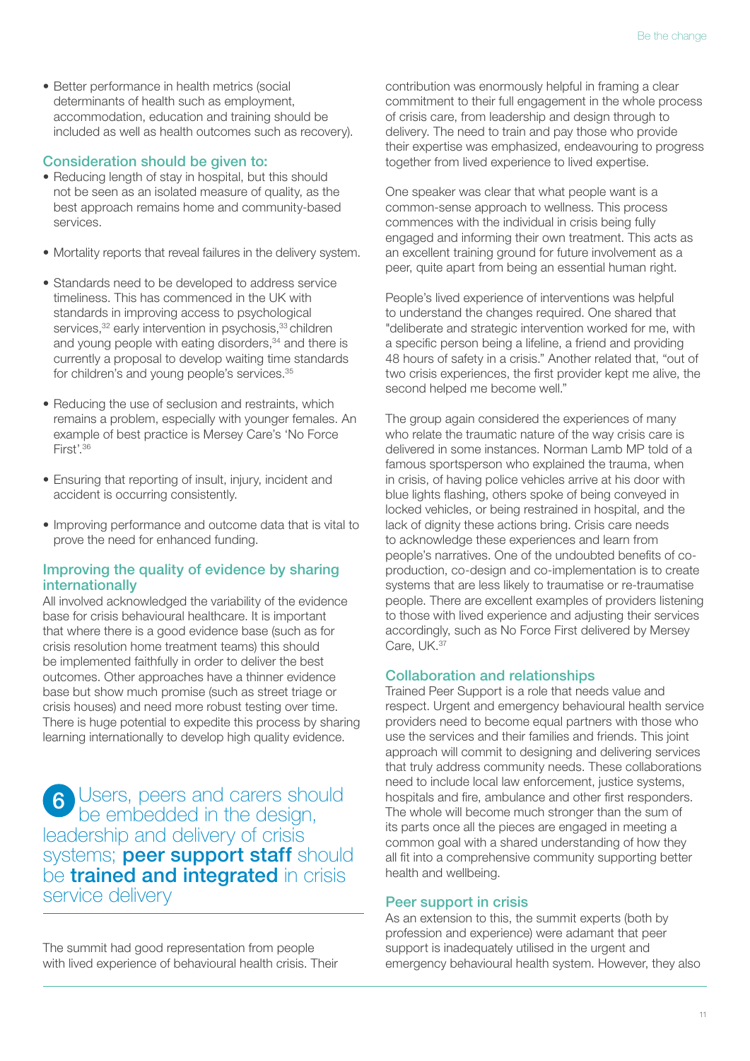- Better performance in health metrics (social determinants of health such as employment, accommodation, education and training should be included as well as health outcomes such as recovery).

### Consideration should be given to:

- Reducing length of stay in hospital, but this should not be seen as an isolated measure of quality, as the best approach remains home and community-based services.
- Mortality reports that reveal failures in the delivery system.
- Standards need to be developed to address service timeliness. This has commenced in the UK with standards in improving access to psychological services,[32] early intervention in psychosis,[33] children and young people with eating disorders,[34] and there is currently a proposal to develop waiting time standards for children's and young people's services.[35]
- Reducing the use of seclusion and restraints, which remains a problem, especially with younger females. An example of best practice is Mersey Care's 'No Force First'.[36]
- Ensuring that reporting of insult, injury, incident and accident is occurring consistently.
- Improving performance and outcome data that is vital to prove the need for enhanced funding.

### Improving the quality of evidence by sharing internationally

All involved acknowledged the variability of the evidence base for crisis behavioural healthcare. It is important that where there is a good evidence base (such as for crisis resolution home treatment teams) this should be implemented faithfully in order to deliver the best outcomes. Other approaches have a thinner evidence base but show much promise (such as street triage or crisis houses) and need more robust testing over time. There is huge potential to expedite this process by sharing learning internationally to develop high quality evidence.

## 6 Users, peers and carers should be embedded in the design, leadership and delivery of crisis systems; **peer support staff** should be **trained and integrated** in crisis service delivery

The summit had good representation from people with lived experience of behavioural health crisis. Their contribution was enormously helpful in framing a clear commitment to their full engagement in the whole process of crisis care, from leadership and design through to delivery. The need to train and pay those who provide their expertise was emphasized, endeavouring to progress together from lived experience to lived expertise.

One speaker was clear that what people want is a common-sense approach to wellness. This process commences with the individual in crisis being fully engaged and informing their own treatment. This acts as an excellent training ground for future involvement as a peer, quite apart from being an essential human right.

People's lived experience of interventions was helpful to understand the changes required. One shared that "deliberate and strategic intervention worked for me, with a specific person being a lifeline, a friend and providing 48 hours of safety in a crisis." Another related that, "out of two crisis experiences, the first provider kept me alive, the second helped me become well."

The group again considered the experiences of many who relate the traumatic nature of the way crisis care is delivered in some instances. Norman Lamb MP told of a famous sportsperson who explained the trauma, when in crisis, of having police vehicles arrive at his door with blue lights flashing, others spoke of being conveyed in locked vehicles, or being restrained in hospital, and the lack of dignity these actions bring. Crisis care needs to acknowledge these experiences and learn from people's narratives. One of the undoubted benefits of co-production, co-design and co-implementation is to create systems that are less likely to traumatise or re-traumatise people. There are excellent examples of providers listening to those with lived experience and adjusting their services accordingly, such as No Force First delivered by Mersey Care, UK.[37]

### Collaboration and relationships

Trained Peer Support is a role that needs value and respect. Urgent and emergency behavioural health service providers need to become equal partners with those who use the services and their families and friends. This joint approach will commit to designing and delivering services that truly address community needs. These collaborations need to include local law enforcement, justice systems, hospitals and fire, ambulance and other first responders. The whole will become much stronger than the sum of its parts once all the pieces are engaged in meeting a common goal with a shared understanding of how they all fit into a comprehensive community supporting better health and wellbeing.

### Peer support in crisis

As an extension to this, the summit experts (both by profession and experience) were adamant that peer support is inadequately utilised in the urgent and emergency behavioural health system. However, they also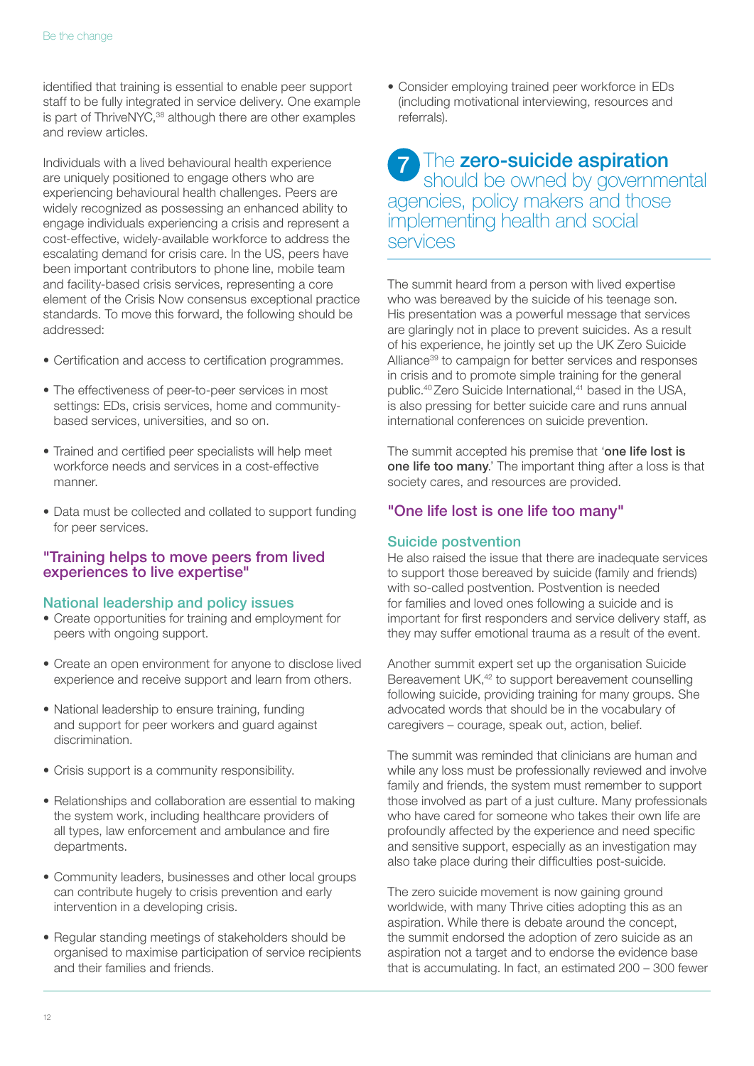identified that training is essential to enable peer support staff to be fully integrated in service delivery. One example is part of ThriveNYC,[38] although there are other examples and review articles.

Individuals with a lived behavioural health experience are uniquely positioned to engage others who are experiencing behavioural health challenges. Peers are widely recognized as possessing an enhanced ability to engage individuals experiencing a crisis and represent a cost-effective, widely-available workforce to address the escalating demand for crisis care. In the US, peers have been important contributors to phone line, mobile team and facility-based crisis services, representing a core element of the Crisis Now consensus exceptional practice standards. To move this forward, the following should be addressed:

- Certification and access to certification programmes.
- The effectiveness of peer-to-peer services in most settings: EDs, crisis services, home and community-based services, universities, and so on.
- Trained and certified peer specialists will help meet workforce needs and services in a cost-effective manner.
- Data must be collected and collated to support funding for peer services.

### "Training helps to move peers from lived experiences to live expertise"

### National leadership and policy issues

- Create opportunities for training and employment for peers with ongoing support.
- Create an open environment for anyone to disclose lived experience and receive support and learn from others.
- National leadership to ensure training, funding and support for peer workers and guard against discrimination.
- Crisis support is a community responsibility.
- Relationships and collaboration are essential to making the system work, including healthcare providers of all types, law enforcement and ambulance and fire departments.
- Community leaders, businesses and other local groups can contribute hugely to crisis prevention and early intervention in a developing crisis.
- Regular standing meetings of stakeholders should be organised to maximise participation of service recipients and their families and friends.
- Consider employing trained peer workforce in EDs (including motivational interviewing, resources and referrals).

## 7 The **zero-suicide aspiration** should be owned by governmental agencies, policy makers and those implementing health and social services

The summit heard from a person with lived expertise who was bereaved by the suicide of his teenage son. His presentation was a powerful message that services are glaringly not in place to prevent suicides. As a result of his experience, he jointly set up the UK Zero Suicide Alliance[39] to campaign for better services and responses in crisis and to promote simple training for the general public.[40] Zero Suicide International,[41] based in the USA, is also pressing for better suicide care and runs annual international conferences on suicide prevention.

The summit accepted his premise that '**one life lost is one life too many**.' The important thing after a loss is that society cares, and resources are provided.

### "One life lost is one life too many"

### Suicide postvention

He also raised the issue that there are inadequate services to support those bereaved by suicide (family and friends) with so-called postvention. Postvention is needed for families and loved ones following a suicide and is important for first responders and service delivery staff, as they may suffer emotional trauma as a result of the event.

Another summit expert set up the organisation Suicide Bereavement UK,[42] to support bereavement counselling following suicide, providing training for many groups. She advocated words that should be in the vocabulary of caregivers – courage, speak out, action, belief.

The summit was reminded that clinicians are human and while any loss must be professionally reviewed and involve family and friends, the system must remember to support those involved as part of a just culture. Many professionals who have cared for someone who takes their own life are profoundly affected by the experience and need specific and sensitive support, especially as an investigation may also take place during their difficulties post-suicide.

The zero suicide movement is now gaining ground worldwide, with many Thrive cities adopting this as an aspiration. While there is debate around the concept, the summit endorsed the adoption of zero suicide as an aspiration not a target and to endorse the evidence base that is accumulating. In fact, an estimated 200 – 300 fewer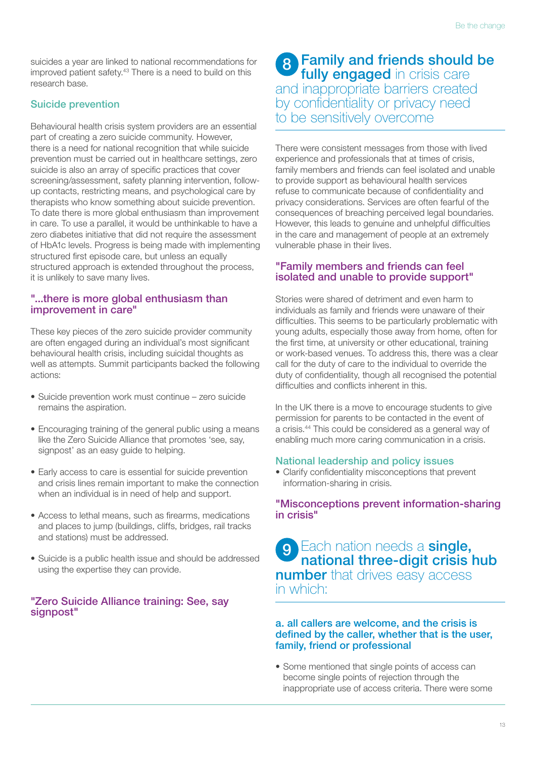suicides a year are linked to national recommendations for improved patient safety.[43] There is a need to build on this research base.

### Suicide prevention

Behavioural health crisis system providers are an essential part of creating a zero suicide community. However, there is a need for national recognition that while suicide prevention must be carried out in healthcare settings, zero suicide is also an array of specific practices that cover screening/assessment, safety planning intervention, follow-up contacts, restricting means, and psychological care by therapists who know something about suicide prevention. To date there is more global enthusiasm than improvement in care. To use a parallel, it would be unthinkable to have a zero diabetes initiative that did not require the assessment of HbA1c levels. Progress is being made with implementing structured first episode care, but unless an equally structured approach is extended throughout the process, it is unlikely to save many lives.

**"...there is more global enthusiasm than improvement in care"**

These key pieces of the zero suicide provider community are often engaged during an individual's most significant behavioural health crisis, including suicidal thoughts as well as attempts. Summit participants backed the following actions:

- Suicide prevention work must continue – zero suicide remains the aspiration.
- Encouraging training of the general public using a means like the Zero Suicide Alliance that promotes 'see, say, signpost' as an easy guide to helping.
- Early access to care is essential for suicide prevention and crisis lines remain important to make the connection when an individual is in need of help and support.
- Access to lethal means, such as firearms, medications and places to jump (buildings, cliffs, bridges, rail tracks and stations) must be addressed.
- Suicide is a public health issue and should be addressed using the expertise they can provide.

**"Zero Suicide Alliance training: See, say signpost"**

## 8 Family and friends should be fully engaged in crisis care and inappropriate barriers created by confidentiality or privacy need to be sensitively overcome

There were consistent messages from those with lived experience and professionals that at times of crisis, family members and friends can feel isolated and unable to provide support as behavioural health services refuse to communicate because of confidentiality and privacy considerations. Services are often fearful of the consequences of breaching perceived legal boundaries. However, this leads to genuine and unhelpful difficulties in the care and management of people at an extremely vulnerable phase in their lives.

**"Family members and friends can feel isolated and unable to provide support"**

Stories were shared of detriment and even harm to individuals as family and friends were unaware of their difficulties. This seems to be particularly problematic with young adults, especially those away from home, often for the first time, at university or other educational, training or work-based venues. To address this, there was a clear call for the duty of care to the individual to override the duty of confidentiality, though all recognised the potential difficulties and conflicts inherent in this.

In the UK there is a move to encourage students to give permission for parents to be contacted in the event of a crisis.[44] This could be considered as a general way of enabling much more caring communication in a crisis.

### National leadership and policy issues

- Clarify confidentiality misconceptions that prevent information-sharing in crisis.

**"Misconceptions prevent information-sharing in crisis"**

## 9 Each nation needs a single, national three-digit crisis hub number that drives easy access in which:

**a. all callers are welcome, and the crisis is defined by the caller, whether that is the user, family, friend or professional**

- Some mentioned that single points of access can become single points of rejection through the inappropriate use of access criteria. There were some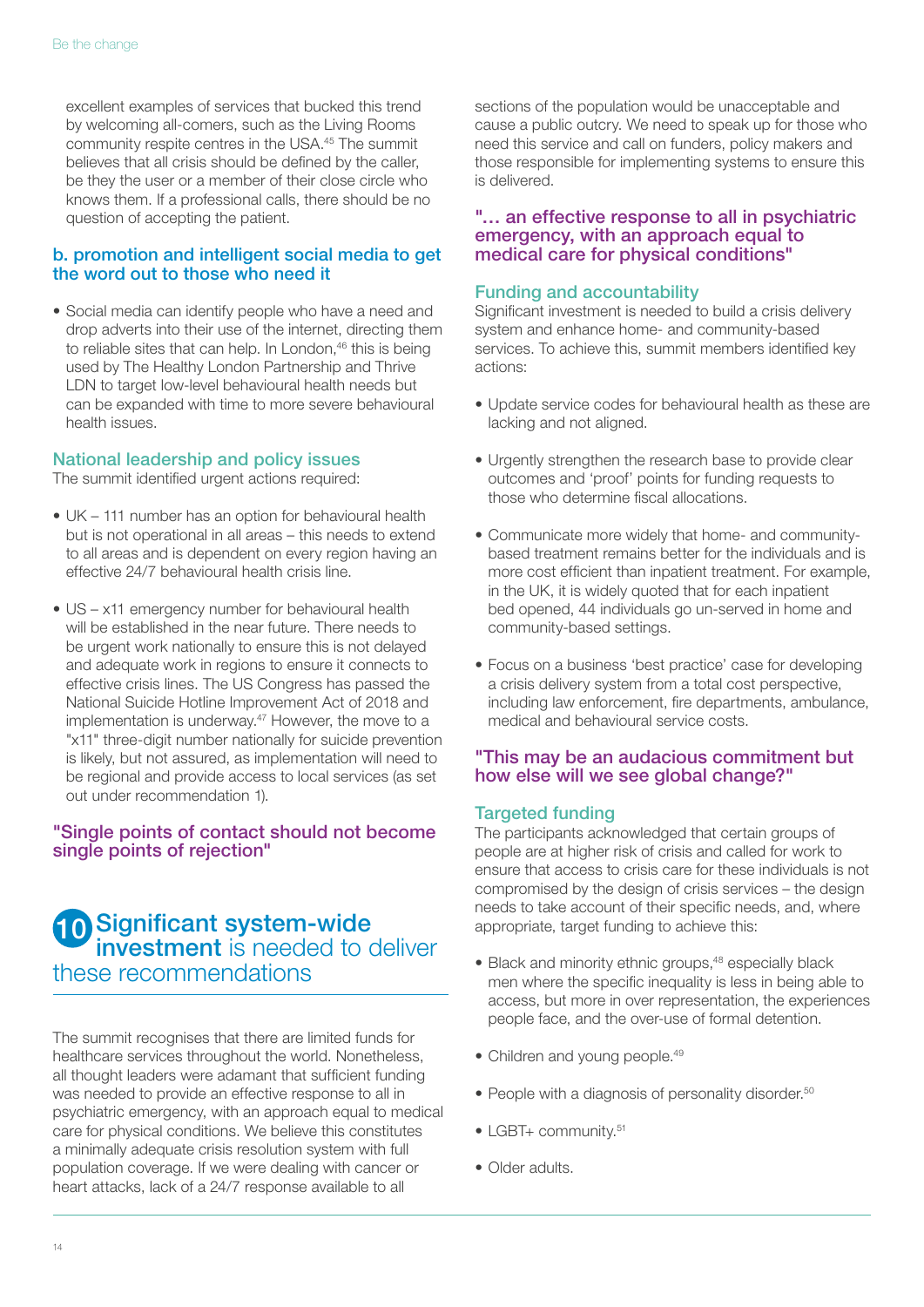excellent examples of services that bucked this trend by welcoming all-comers, such as the Living Rooms community respite centres in the USA.[45] The summit believes that all crisis should be defined by the caller, be they the user or a member of their close circle who knows them. If a professional calls, there should be no question of accepting the patient.

### b. promotion and intelligent social media to get the word out to those who need it

- Social media can identify people who have a need and drop adverts into their use of the internet, directing them to reliable sites that can help. In London,[46] this is being used by The Healthy London Partnership and Thrive LDN to target low-level behavioural health needs but can be expanded with time to more severe behavioural health issues.

### National leadership and policy issues

The summit identified urgent actions required:

- UK – 111 number has an option for behavioural health but is not operational in all areas – this needs to extend to all areas and is dependent on every region having an effective 24/7 behavioural health crisis line.
- US – x11 emergency number for behavioural health will be established in the near future. There needs to be urgent work nationally to ensure this is not delayed and adequate work in regions to ensure it connects to effective crisis lines. The US Congress has passed the National Suicide Hotline Improvement Act of 2018 and implementation is underway.[47] However, the move to a "x11" three-digit number nationally for suicide prevention is likely, but not assured, as implementation will need to be regional and provide access to local services (as set out under recommendation 1).

**"Single points of contact should not become single points of rejection"**

## 10 **Significant system-wide investment** is needed to deliver these recommendations

The summit recognises that there are limited funds for healthcare services throughout the world. Nonetheless, all thought leaders were adamant that sufficient funding was needed to provide an effective response to all in psychiatric emergency, with an approach equal to medical care for physical conditions. We believe this constitutes a minimally adequate crisis resolution system with full population coverage. If we were dealing with cancer or heart attacks, lack of a 24/7 response available to all sections of the population would be unacceptable and cause a public outcry. We need to speak up for those who need this service and call on funders, policy makers and those responsible for implementing systems to ensure this is delivered.

**"… an effective response to all in psychiatric emergency, with an approach equal to medical care for physical conditions"**

### Funding and accountability

Significant investment is needed to build a crisis delivery system and enhance home- and community-based services. To achieve this, summit members identified key actions:

- Update service codes for behavioural health as these are lacking and not aligned.
- Urgently strengthen the research base to provide clear outcomes and 'proof' points for funding requests to those who determine fiscal allocations.
- Communicate more widely that home- and community-based treatment remains better for the individuals and is more cost efficient than inpatient treatment. For example, in the UK, it is widely quoted that for each inpatient bed opened, 44 individuals go un-served in home and community-based settings.
- Focus on a business 'best practice' case for developing a crisis delivery system from a total cost perspective, including law enforcement, fire departments, ambulance, medical and behavioural service costs.

**"This may be an audacious commitment but how else will we see global change?"**

### Targeted funding

The participants acknowledged that certain groups of people are at higher risk of crisis and called for work to ensure that access to crisis care for these individuals is not compromised by the design of crisis services – the design needs to take account of their specific needs, and, where appropriate, target funding to achieve this:

- Black and minority ethnic groups,[48] especially black men where the specific inequality is less in being able to access, but more in over representation, the experiences people face, and the over-use of formal detention.
- Children and young people.[49]
- People with a diagnosis of personality disorder.[50]
- LGBT+ community.[51]
- Older adults.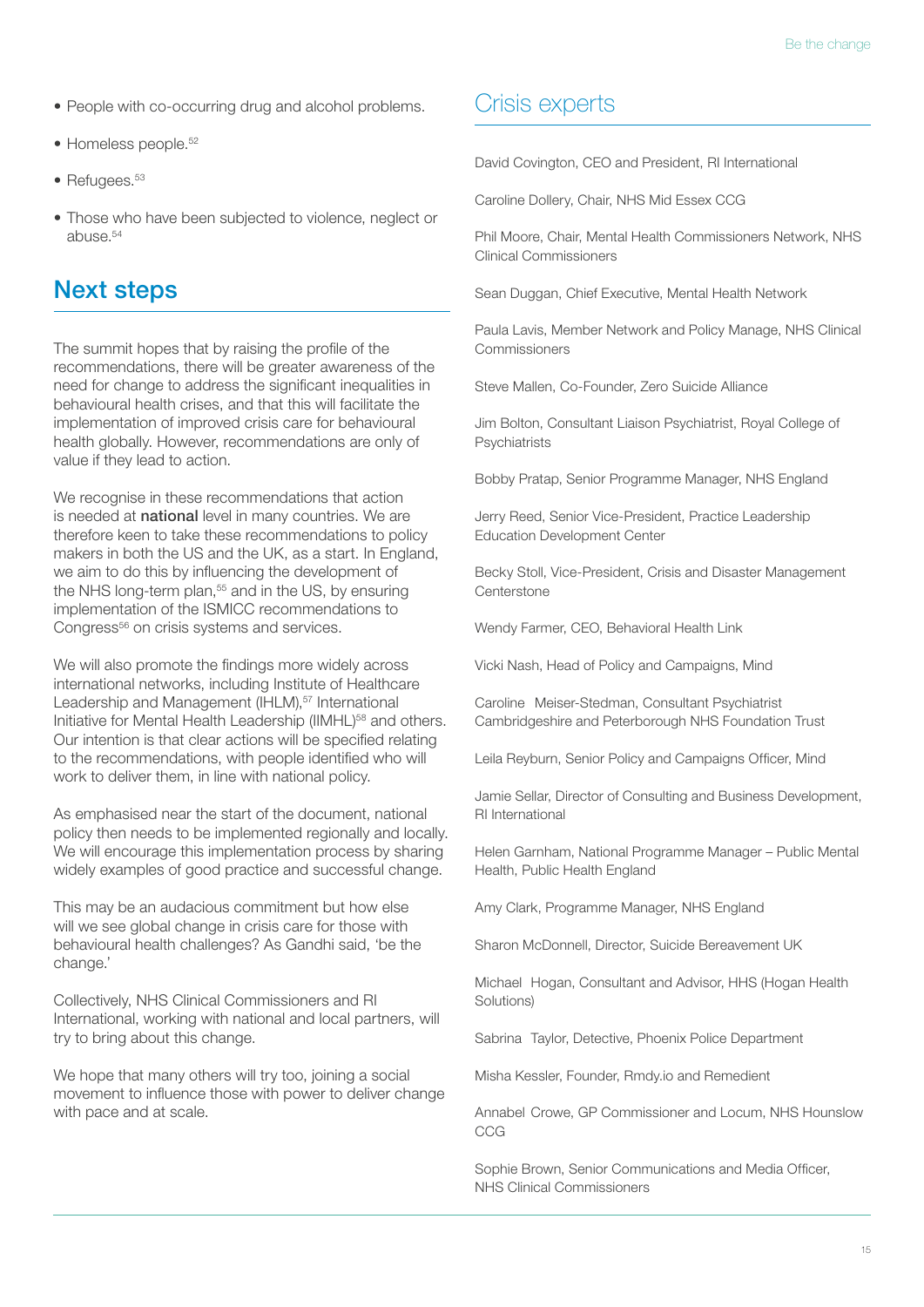- People with co-occurring drug and alcohol problems.
- Homeless people.[52]
- Refugees.[53]
- Those who have been subjected to violence, neglect or abuse.[54]

## Next steps

The summit hopes that by raising the profile of the recommendations, there will be greater awareness of the need for change to address the significant inequalities in behavioural health crises, and that this will facilitate the implementation of improved crisis care for behavioural health globally. However, recommendations are only of value if they lead to action.

We recognise in these recommendations that action is needed at **national** level in many countries. We are therefore keen to take these recommendations to policy makers in both the US and the UK, as a start. In England, we aim to do this by influencing the development of the NHS long-term plan,[55] and in the US, by ensuring implementation of the ISMICC recommendations to Congress[56] on crisis systems and services.

We will also promote the findings more widely across international networks, including Institute of Healthcare Leadership and Management (IHLM),[57] International Initiative for Mental Health Leadership (IIMHL)[58] and others. Our intention is that clear actions will be specified relating to the recommendations, with people identified who will work to deliver them, in line with national policy.

As emphasised near the start of the document, national policy then needs to be implemented regionally and locally. We will encourage this implementation process by sharing widely examples of good practice and successful change.

This may be an audacious commitment but how else will we see global change in crisis care for those with behavioural health challenges? As Gandhi said, 'be the change.'

Collectively, NHS Clinical Commissioners and RI International, working with national and local partners, will try to bring about this change.

We hope that many others will try too, joining a social movement to influence those with power to deliver change with pace and at scale.

## Crisis experts

David Covington, CEO and President, RI International

Caroline Dollery, Chair, NHS Mid Essex CCG

Phil Moore, Chair, Mental Health Commissioners Network, NHS Clinical Commissioners

Sean Duggan, Chief Executive, Mental Health Network

Paula Lavis, Member Network and Policy Manage, NHS Clinical Commissioners

Steve Mallen, Co-Founder, Zero Suicide Alliance

Jim Bolton, Consultant Liaison Psychiatrist, Royal College of Psychiatrists

Bobby Pratap, Senior Programme Manager, NHS England

Jerry Reed, Senior Vice-President, Practice Leadership Education Development Center

Becky Stoll, Vice-President, Crisis and Disaster Management Centerstone

Wendy Farmer, CEO, Behavioral Health Link

Vicki Nash, Head of Policy and Campaigns, Mind

Caroline Meiser-Stedman, Consultant Psychiatrist Cambridgeshire and Peterborough NHS Foundation Trust

Leila Reyburn, Senior Policy and Campaigns Officer, Mind

Jamie Sellar, Director of Consulting and Business Development, RI International

Helen Garnham, National Programme Manager – Public Mental Health, Public Health England

Amy Clark, Programme Manager, NHS England

Sharon McDonnell, Director, Suicide Bereavement UK

Michael Hogan, Consultant and Advisor, HHS (Hogan Health Solutions)

Sabrina Taylor, Detective, Phoenix Police Department

Misha Kessler, Founder, Rmdy.io and Remedient

Annabel Crowe, GP Commissioner and Locum, NHS Hounslow CCG

Sophie Brown, Senior Communications and Media Officer, NHS Clinical Commissioners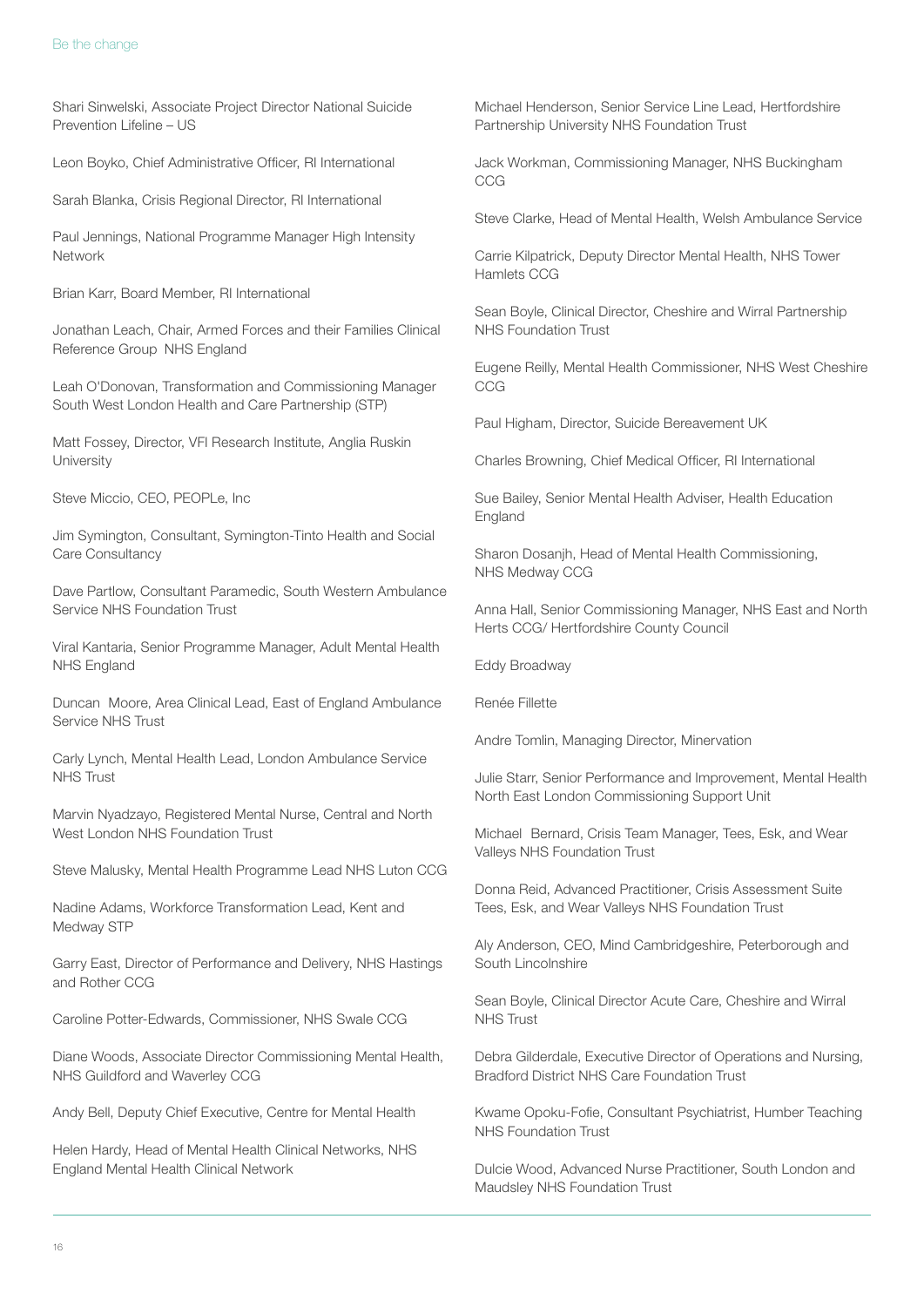Shari Sinwelski, Associate Project Director National Suicide Prevention Lifeline – US

Leon Boyko, Chief Administrative Officer, RI International

Sarah Blanka, Crisis Regional Director, RI International

Paul Jennings, National Programme Manager High Intensity Network

Brian Karr, Board Member, RI International

Jonathan Leach, Chair, Armed Forces and their Families Clinical Reference Group NHS England

Leah O'Donovan, Transformation and Commissioning Manager South West London Health and Care Partnership (STP)

Matt Fossey, Director, VFI Research Institute, Anglia Ruskin University

Steve Miccio, CEO, PEOPLe, Inc

Jim Symington, Consultant, Symington-Tinto Health and Social Care Consultancy

Dave Partlow, Consultant Paramedic, South Western Ambulance Service NHS Foundation Trust

Viral Kantaria, Senior Programme Manager, Adult Mental Health NHS England

Duncan Moore, Area Clinical Lead, East of England Ambulance Service NHS Trust

Carly Lynch, Mental Health Lead, London Ambulance Service NHS Trust

Marvin Nyadzayo, Registered Mental Nurse, Central and North West London NHS Foundation Trust

Steve Malusky, Mental Health Programme Lead NHS Luton CCG

Nadine Adams, Workforce Transformation Lead, Kent and Medway STP

Garry East, Director of Performance and Delivery, NHS Hastings and Rother CCG

Caroline Potter-Edwards, Commissioner, NHS Swale CCG

Diane Woods, Associate Director Commissioning Mental Health, NHS Guildford and Waverley CCG

Andy Bell, Deputy Chief Executive, Centre for Mental Health

Helen Hardy, Head of Mental Health Clinical Networks, NHS England Mental Health Clinical Network

Michael Henderson, Senior Service Line Lead, Hertfordshire Partnership University NHS Foundation Trust

Jack Workman, Commissioning Manager, NHS Buckingham CCG

Steve Clarke, Head of Mental Health, Welsh Ambulance Service

Carrie Kilpatrick, Deputy Director Mental Health, NHS Tower Hamlets CCG

Sean Boyle, Clinical Director, Cheshire and Wirral Partnership NHS Foundation Trust

Eugene Reilly, Mental Health Commissioner, NHS West Cheshire CCG

Paul Higham, Director, Suicide Bereavement UK

Charles Browning, Chief Medical Officer, RI International

Sue Bailey, Senior Mental Health Adviser, Health Education England

Sharon Dosanjh, Head of Mental Health Commissioning, NHS Medway CCG

Anna Hall, Senior Commissioning Manager, NHS East and North Herts CCG/ Hertfordshire County Council

Eddy Broadway

Renée Fillette

Andre Tomlin, Managing Director, Minervation

Julie Starr, Senior Performance and Improvement, Mental Health North East London Commissioning Support Unit

Michael Bernard, Crisis Team Manager, Tees, Esk, and Wear Valleys NHS Foundation Trust

Donna Reid, Advanced Practitioner, Crisis Assessment Suite Tees, Esk, and Wear Valleys NHS Foundation Trust

Aly Anderson, CEO, Mind Cambridgeshire, Peterborough and South Lincolnshire

Sean Boyle, Clinical Director Acute Care, Cheshire and Wirral NHS Trust

Debra Gilderdale, Executive Director of Operations and Nursing, Bradford District NHS Care Foundation Trust

Kwame Opoku-Fofie, Consultant Psychiatrist, Humber Teaching NHS Foundation Trust

Dulcie Wood, Advanced Nurse Practitioner, South London and Maudsley NHS Foundation Trust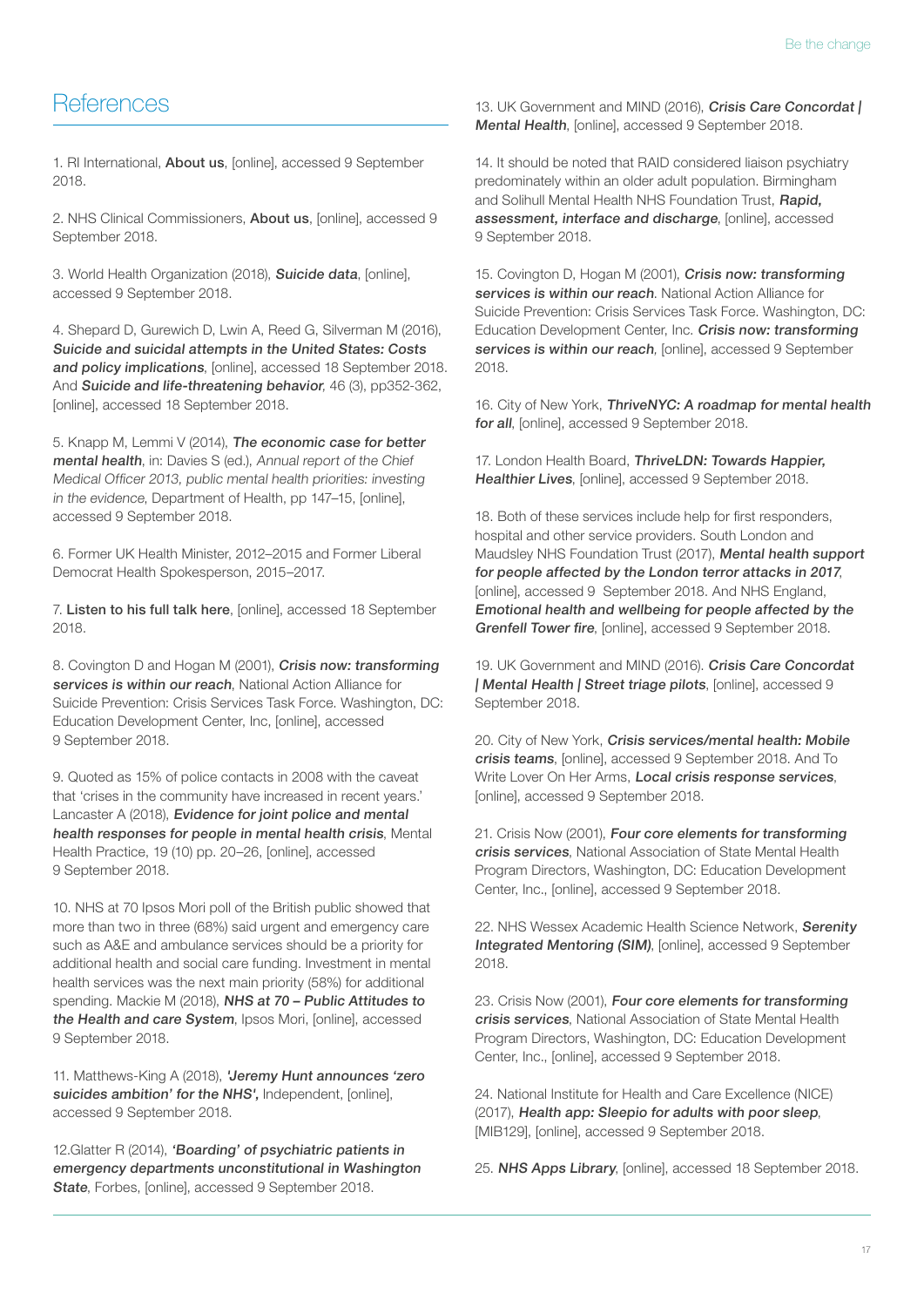# References

1. RI International, **About us**, [online], accessed 9 September 2018.

2. NHS Clinical Commissioners, **About us**, [online], accessed 9 September 2018.

3. World Health Organization (2018), ***Suicide data***, [online], accessed 9 September 2018.

4. Shepard D, Gurewich D, Lwin A, Reed G, Silverman M (2016), ***Suicide and suicidal attempts in the United States: Costs and policy implications***, [online], accessed 18 September 2018. And ***Suicide and life-threatening behavior***, 46 (3), pp352-362, [online], accessed 18 September 2018.

5. Knapp M, Lemmi V (2014), ***The economic case for better mental health***, in: Davies S (ed.), *Annual report of the Chief Medical Officer 2013, public mental health priorities: investing in the evidence*, Department of Health, pp 147–15, [online], accessed 9 September 2018.

6. Former UK Health Minister, 2012–2015 and Former Liberal Democrat Health Spokesperson, 2015–2017.

7. **Listen to his full talk here**, [online], accessed 18 September 2018.

8. Covington D and Hogan M (2001), ***Crisis now: transforming services is within our reach***, National Action Alliance for Suicide Prevention: Crisis Services Task Force. Washington, DC: Education Development Center, Inc, [online], accessed 9 September 2018.

9. Quoted as 15% of police contacts in 2008 with the caveat that 'crises in the community have increased in recent years.' Lancaster A (2018), ***Evidence for joint police and mental health responses for people in mental health crisis***, Mental Health Practice, 19 (10) pp. 20–26, [online], accessed 9 September 2018.

10. NHS at 70 Ipsos Mori poll of the British public showed that more than two in three (68%) said urgent and emergency care such as A&E and ambulance services should be a priority for additional health and social care funding. Investment in mental health services was the next main priority (58%) for additional spending. Mackie M (2018), ***NHS at 70 – Public Attitudes to the Health and care System***, Ipsos Mori, [online], accessed 9 September 2018.

11. Matthews-King A (2018), ***'Jeremy Hunt announces 'zero suicides ambition' for the NHS',*** Independent, [online], accessed 9 September 2018.

12.Glatter R (2014), ***'Boarding' of psychiatric patients in emergency departments unconstitutional in Washington State***, Forbes, [online], accessed 9 September 2018.

13. UK Government and MIND (2016), ***Crisis Care Concordat | Mental Health***, [online], accessed 9 September 2018.

14. It should be noted that RAID considered liaison psychiatry predominately within an older adult population. Birmingham and Solihull Mental Health NHS Foundation Trust, ***Rapid, assessment, interface and discharge***, [online], accessed 9 September 2018.

15. Covington D, Hogan M (2001), ***Crisis now: transforming services is within our reach***. National Action Alliance for Suicide Prevention: Crisis Services Task Force. Washington, DC: Education Development Center, Inc. ***Crisis now: transforming services is within our reach***, [online], accessed 9 September 2018.

16. City of New York, ***ThriveNYC: A roadmap for mental health for all***, [online], accessed 9 September 2018.

17. London Health Board, ***ThriveLDN: Towards Happier, Healthier Lives***, [online], accessed 9 September 2018.

18. Both of these services include help for first responders, hospital and other service providers. South London and Maudsley NHS Foundation Trust (2017), ***Mental health support for people affected by the London terror attacks in 2017***, [online], accessed 9 September 2018. And NHS England, ***Emotional health and wellbeing for people affected by the Grenfell Tower fire***, [online], accessed 9 September 2018.

19. UK Government and MIND (2016). ***Crisis Care Concordat | Mental Health | Street triage pilots***, [online], accessed 9 September 2018.

20. City of New York, ***Crisis services/mental health: Mobile crisis teams***, [online], accessed 9 September 2018. And To Write Lover On Her Arms, ***Local crisis response services***, [online], accessed 9 September 2018.

21. Crisis Now (2001), ***Four core elements for transforming crisis services***, National Association of State Mental Health Program Directors, Washington, DC: Education Development Center, Inc., [online], accessed 9 September 2018.

22. NHS Wessex Academic Health Science Network, ***Serenity Integrated Mentoring (SIM)***, [online], accessed 9 September 2018.

23. Crisis Now (2001), ***Four core elements for transforming crisis services***, National Association of State Mental Health Program Directors, Washington, DC: Education Development Center, Inc., [online], accessed 9 September 2018.

24. National Institute for Health and Care Excellence (NICE) (2017), ***Health app: Sleepio for adults with poor sleep***, [MIB129], [online], accessed 9 September 2018.

25. ***NHS Apps Library***, [online], accessed 18 September 2018.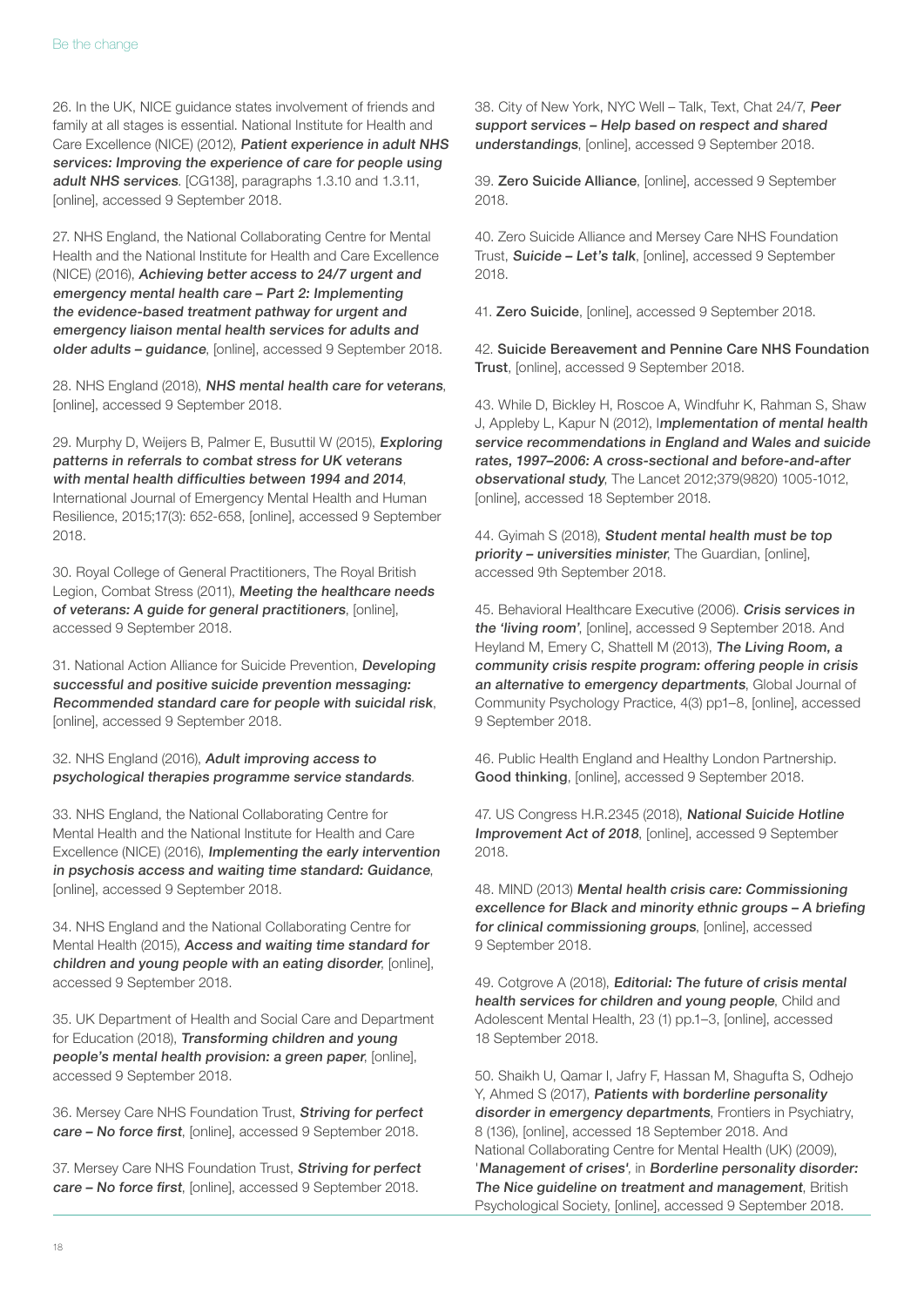26. In the UK, NICE guidance states involvement of friends and family at all stages is essential. National Institute for Health and Care Excellence (NICE) (2012), ***Patient experience in adult NHS services: Improving the experience of care for people using adult NHS services***. [CG138], paragraphs 1.3.10 and 1.3.11, [online], accessed 9 September 2018.

27. NHS England, the National Collaborating Centre for Mental Health and the National Institute for Health and Care Excellence (NICE) (2016), ***Achieving better access to 24/7 urgent and emergency mental health care – Part 2: Implementing the evidence-based treatment pathway for urgent and emergency liaison mental health services for adults and older adults – guidance***, [online], accessed 9 September 2018.

28. NHS England (2018), ***NHS mental health care for veterans***, [online], accessed 9 September 2018.

29. Murphy D, Weijers B, Palmer E, Busuttil W (2015), ***Exploring patterns in referrals to combat stress for UK veterans with mental health difficulties between 1994 and 2014***, International Journal of Emergency Mental Health and Human Resilience, 2015;17(3): 652-658, [online], accessed 9 September 2018.

30. Royal College of General Practitioners, The Royal British Legion, Combat Stress (2011), ***Meeting the healthcare needs of veterans: A guide for general practitioners***, [online], accessed 9 September 2018.

31. National Action Alliance for Suicide Prevention, ***Developing successful and positive suicide prevention messaging: Recommended standard care for people with suicidal risk***, [online], accessed 9 September 2018.

32. NHS England (2016), ***Adult improving access to psychological therapies programme service standards***.

33. NHS England, the National Collaborating Centre for Mental Health and the National Institute for Health and Care Excellence (NICE) (2016), ***Implementing the early intervention in psychosis access and waiting time standard: Guidance***, [online], accessed 9 September 2018.

34. NHS England and the National Collaborating Centre for Mental Health (2015), ***Access and waiting time standard for children and young people with an eating disorder***, [online], accessed 9 September 2018.

35. UK Department of Health and Social Care and Department for Education (2018), ***Transforming children and young people's mental health provision: a green paper***, [online], accessed 9 September 2018.

36. Mersey Care NHS Foundation Trust, ***Striving for perfect care – No force first***, [online], accessed 9 September 2018.

37. Mersey Care NHS Foundation Trust, ***Striving for perfect care – No force first***, [online], accessed 9 September 2018.

38. City of New York, NYC Well – Talk, Text, Chat 24/7, ***Peer support services – Help based on respect and shared understandings***, [online], accessed 9 September 2018.

39. **Zero Suicide Alliance**, [online], accessed 9 September 2018.

40. Zero Suicide Alliance and Mersey Care NHS Foundation Trust, ***Suicide – Let's talk***, [online], accessed 9 September 2018.

41. **Zero Suicide**, [online], accessed 9 September 2018.

42. **Suicide Bereavement and Pennine Care NHS Foundation Trust**, [online], accessed 9 September 2018.

43. While D, Bickley H, Roscoe A, Windfuhr K, Rahman S, Shaw J, Appleby L, Kapur N (2012), I***mplementation of mental health service recommendations in England and Wales and suicide rates, 1997–2006: A cross-sectional and before-and-after observational study***, The Lancet 2012;379(9820) 1005-1012, [online], accessed 18 September 2018.

44. Gyimah S (2018), ***Student mental health must be top priority – universities minister***, The Guardian, [online], accessed 9th September 2018.

45. Behavioral Healthcare Executive (2006). ***Crisis services in the 'living room'***, [online], accessed 9 September 2018. And Heyland M, Emery C, Shattell M (2013), ***The Living Room, a community crisis respite program: offering people in crisis an alternative to emergency departments***, Global Journal of Community Psychology Practice, 4(3) pp1–8, [online], accessed 9 September 2018.

46. Public Health England and Healthy London Partnership. **Good thinking**, [online], accessed 9 September 2018.

47. US Congress H.R.2345 (2018), ***National Suicide Hotline Improvement Act of 2018***, [online], accessed 9 September 2018.

48. MIND (2013) ***Mental health crisis care: Commissioning excellence for Black and minority ethnic groups – A briefing for clinical commissioning groups***, [online], accessed 9 September 2018.

49. Cotgrove A (2018), ***Editorial: The future of crisis mental health services for children and young people***, Child and Adolescent Mental Health, 23 (1) pp.1–3, [online], accessed 18 September 2018.

50. Shaikh U, Qamar I, Jafry F, Hassan M, Shagufta S, Odhejo Y, Ahmed S (2017), ***Patients with borderline personality disorder in emergency departments***, Frontiers in Psychiatry, 8 (136), [online], accessed 18 September 2018. And National Collaborating Centre for Mental Health (UK) (2009), '***Management of crises'***, in ***Borderline personality disorder: The Nice guideline on treatment and management***, British Psychological Society, [online], accessed 9 September 2018.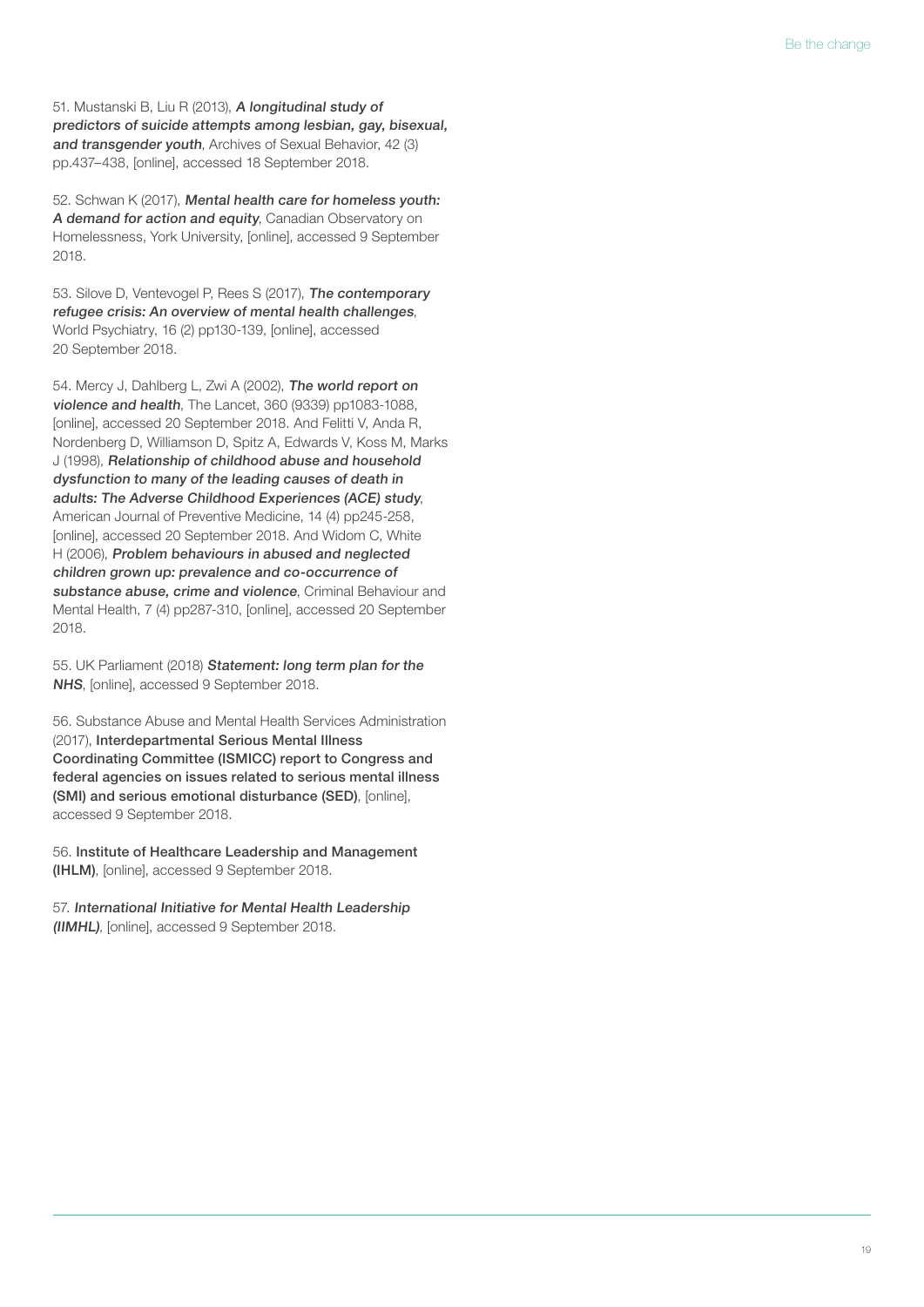51. Mustanski B, Liu R (2013), ***A longitudinal study of predictors of suicide attempts among lesbian, gay, bisexual, and transgender youth***, Archives of Sexual Behavior, 42 (3) pp.437–438, [online], accessed 18 September 2018.

52. Schwan K (2017), ***Mental health care for homeless youth: A demand for action and equity***, Canadian Observatory on Homelessness, York University, [online], accessed 9 September 2018.

53. Silove D, Ventevogel P, Rees S (2017), ***The contemporary refugee crisis: An overview of mental health challenges***, World Psychiatry, 16 (2) pp130-139, [online], accessed 20 September 2018.

54. Mercy J, Dahlberg L, Zwi A (2002), ***The world report on violence and health***, The Lancet, 360 (9339) pp1083-1088, [online], accessed 20 September 2018. And Felitti V, Anda R, Nordenberg D, Williamson D, Spitz A, Edwards V, Koss M, Marks J (1998), ***Relationship of childhood abuse and household dysfunction to many of the leading causes of death in adults: The Adverse Childhood Experiences (ACE) study***, American Journal of Preventive Medicine, 14 (4) pp245-258, [online], accessed 20 September 2018. And Widom C, White H (2006), ***Problem behaviours in abused and neglected children grown up: prevalence and co-occurrence of substance abuse, crime and violence***, Criminal Behaviour and Mental Health, 7 (4) pp287-310, [online], accessed 20 September 2018.

55. UK Parliament (2018) ***Statement: long term plan for the NHS***, [online], accessed 9 September 2018.

56. Substance Abuse and Mental Health Services Administration (2017), **Interdepartmental Serious Mental Illness Coordinating Committee (ISMICC) report to Congress and federal agencies on issues related to serious mental illness (SMI) and serious emotional disturbance (SED)**, [online], accessed 9 September 2018.

56. **Institute of Healthcare Leadership and Management (IHLM)**, [online], accessed 9 September 2018.

57. ***International Initiative for Mental Health Leadership (IIMHL)***, [online], accessed 9 September 2018.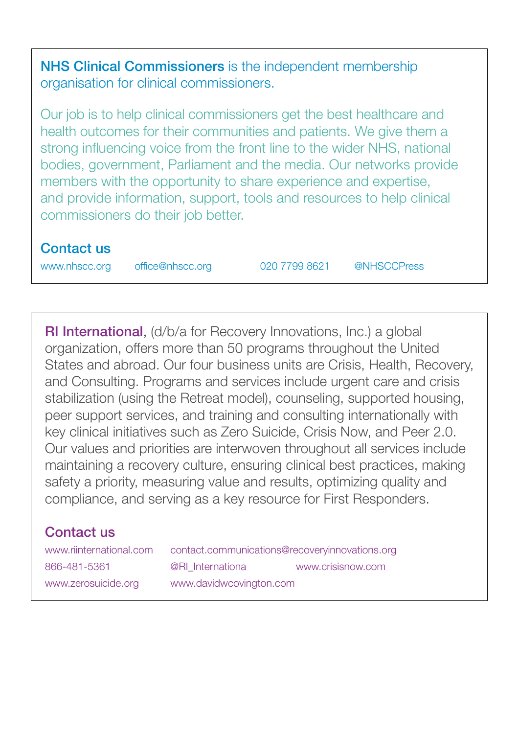**NHS Clinical Commissioners** is the independent membership organisation for clinical commissioners.

Our job is to help clinical commissioners get the best healthcare and health outcomes for their communities and patients. We give them a strong influencing voice from the front line to the wider NHS, national bodies, government, Parliament and the media. Our networks provide members with the opportunity to share experience and expertise, and provide information, support, tools and resources to help clinical commissioners do their job better.

### Contact us

www.nhscc.org     office@nhscc.org     020 7799 8621     @NHSCCPress

**RI International**, (d/b/a for Recovery Innovations, Inc.) a global organization, offers more than 50 programs throughout the United States and abroad. Our four business units are Crisis, Health, Recovery, and Consulting. Programs and services include urgent care and crisis stabilization (using the Retreat model), counseling, supported housing, peer support services, and training and consulting internationally with key clinical initiatives such as Zero Suicide, Crisis Now, and Peer 2.0. Our values and priorities are interwoven throughout all services include maintaining a recovery culture, ensuring clinical best practices, making safety a priority, measuring value and results, optimizing quality and compliance, and serving as a key resource for First Responders.

### Contact us

www.riinternational.com     contact.communications@recoveryinnovations.org

866-481-5361     @RI_Internationa     www.crisisnow.com

www.zerosuicide.org     www.davidwcovington.com